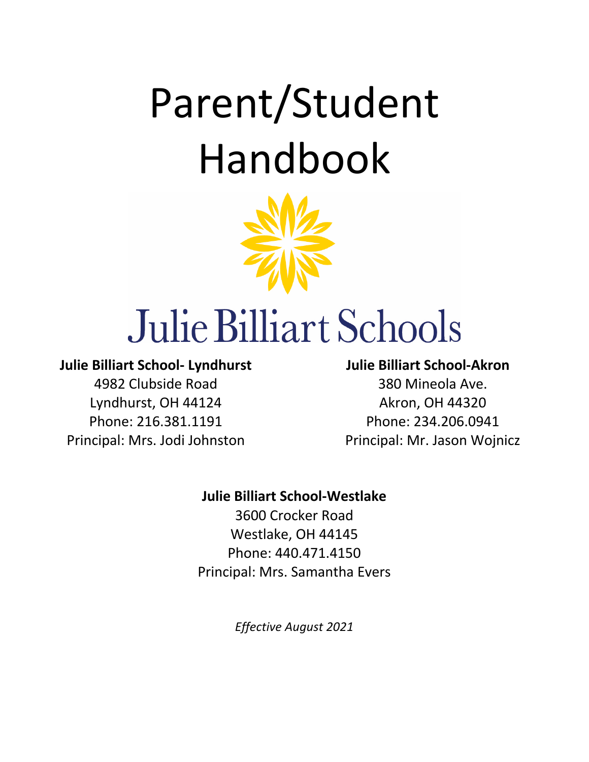# Parent/Student Handbook

Julie Billiart Schools

**Julie Billiart School- Lyndhurst**
4982 Clubside Road
Lyndhurst, OH 44124
Phone: 216.381.1191
Principal: Mrs. Jodi Johnston

**Julie Billiart School-Akron**
380 Mineola Ave.
Akron, OH 44320
Phone: 234.206.0941
Principal: Mr. Jason Wojnicz

**Julie Billiart School-Westlake**
3600 Crocker Road
Westlake, OH 44145
Phone: 440.471.4150
Principal: Mrs. Samantha Evers

*Effective August 2021*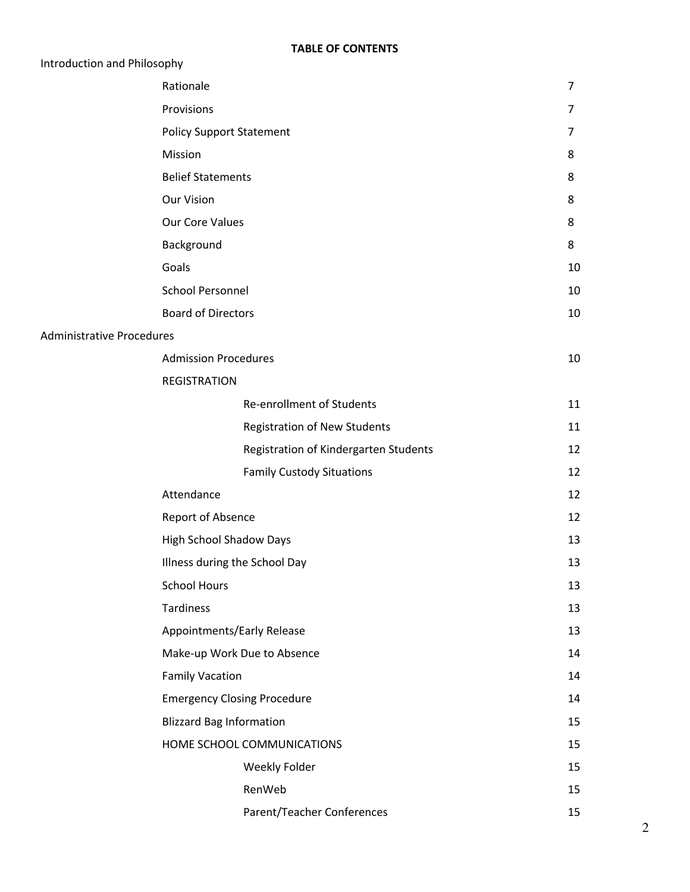**TABLE OF CONTENTS**

Introduction and Philosophy

| | | |
|---|---|---|
| Rationale | | 7 |
| Provisions | | 7 |
| Policy Support Statement | | 7 |
| Mission | | 8 |
| Belief Statements | | 8 |
| Our Vision | | 8 |
| Our Core Values | | 8 |
| Background | | 8 |
| Goals | | 10 |
| School Personnel | | 10 |
| Board of Directors | | 10 |

Administrative Procedures

| | | |
|---|---|---|
| Admission Procedures | | 10 |
| REGISTRATION | | |
| | Re-enrollment of Students | 11 |
| | Registration of New Students | 11 |
| | Registration of Kindergarten Students | 12 |
| | Family Custody Situations | 12 |
| Attendance | | 12 |
| Report of Absence | | 12 |
| High School Shadow Days | | 13 |
| Illness during the School Day | | 13 |
| School Hours | | 13 |
| Tardiness | | 13 |
| Appointments/Early Release | | 13 |
| Make-up Work Due to Absence | | 14 |
| Family Vacation | | 14 |
| Emergency Closing Procedure | | 14 |
| Blizzard Bag Information | | 15 |
| HOME SCHOOL COMMUNICATIONS | | 15 |
| | Weekly Folder | 15 |
| | RenWeb | 15 |
| | Parent/Teacher Conferences | 15 |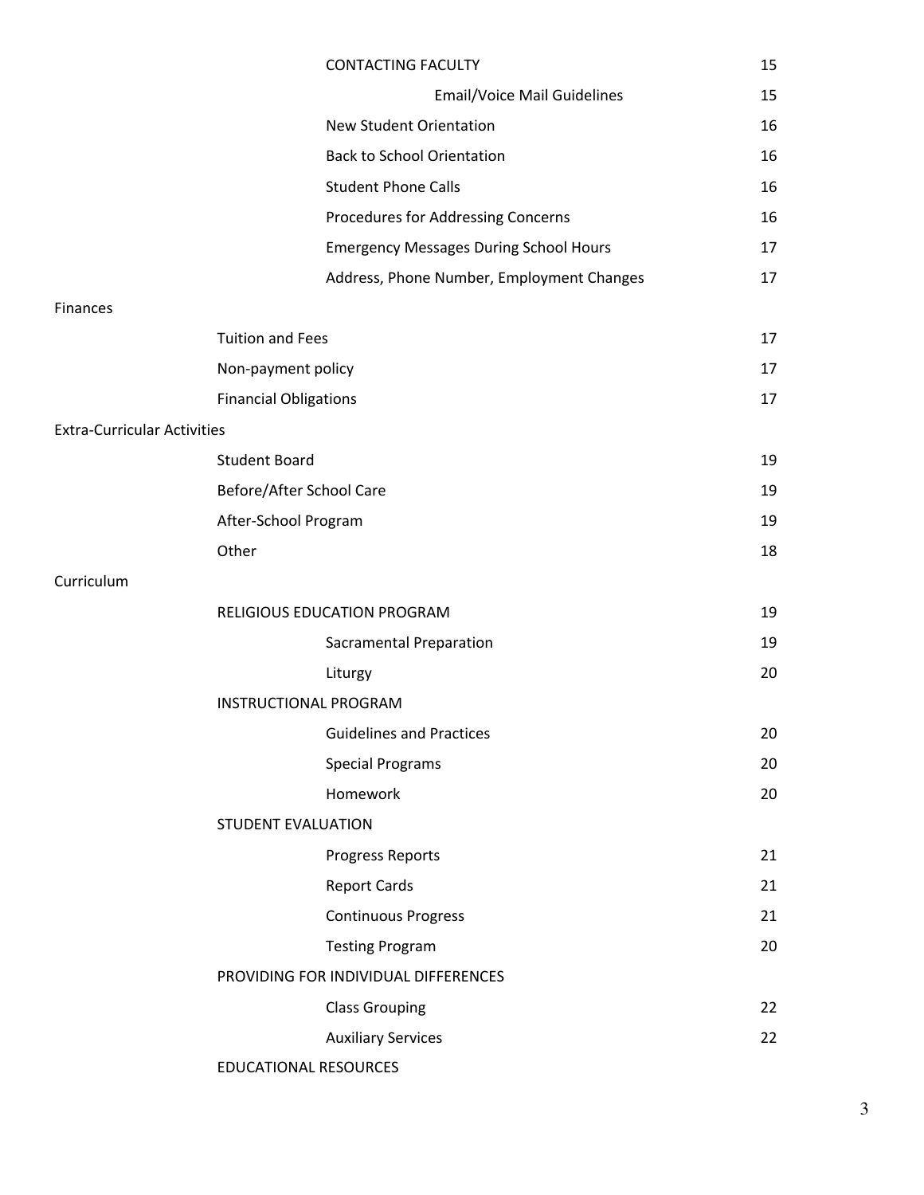| | | | |
|---|---|---|---|
| | CONTACTING FACULTY | | 15 |
| | | Email/Voice Mail Guidelines | 15 |
| | New Student Orientation | | 16 |
| | Back to School Orientation | | 16 |
| | Student Phone Calls | | 16 |
| | Procedures for Addressing Concerns | | 16 |
| | Emergency Messages During School Hours | | 17 |
| | Address, Phone Number, Employment Changes | | 17 |
| Finances | | | |
| | Tuition and Fees | | 17 |
| | Non-payment policy | | 17 |
| | Financial Obligations | | 17 |
| Extra-Curricular Activities | | | |
| | Student Board | | 19 |
| | Before/After School Care | | 19 |
| | After-School Program | | 19 |
| | Other | | 18 |
| Curriculum | | | |
| | RELIGIOUS EDUCATION PROGRAM | | 19 |
| | | Sacramental Preparation | 19 |
| | | Liturgy | 20 |
| | INSTRUCTIONAL PROGRAM | | |
| | | Guidelines and Practices | 20 |
| | | Special Programs | 20 |
| | | Homework | 20 |
| | STUDENT EVALUATION | | |
| | | Progress Reports | 21 |
| | | Report Cards | 21 |
| | | Continuous Progress | 21 |
| | | Testing Program | 20 |
| | PROVIDING FOR INDIVIDUAL DIFFERENCES | | |
| | | Class Grouping | 22 |
| | | Auxiliary Services | 22 |
| | EDUCATIONAL RESOURCES | | |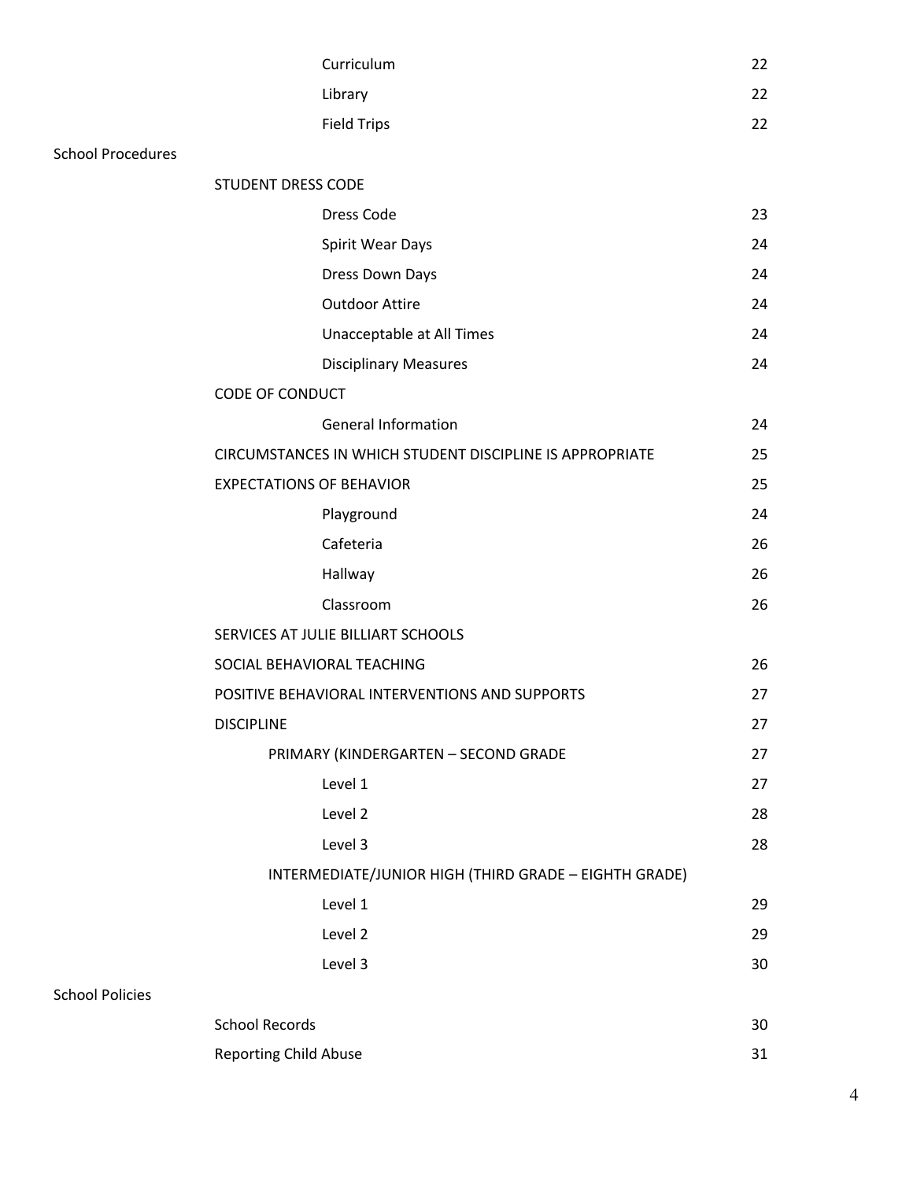| | | |
|---|---|---|
| | Curriculum | 22 |
| | Library | 22 |
| | Field Trips | 22 |
| School Procedures | | |
| | STUDENT DRESS CODE | |
| | Dress Code | 23 |
| | Spirit Wear Days | 24 |
| | Dress Down Days | 24 |
| | Outdoor Attire | 24 |
| | Unacceptable at All Times | 24 |
| | Disciplinary Measures | 24 |
| | CODE OF CONDUCT | |
| | General Information | 24 |
| | CIRCUMSTANCES IN WHICH STUDENT DISCIPLINE IS APPROPRIATE | 25 |
| | EXPECTATIONS OF BEHAVIOR | 25 |
| | Playground | 24 |
| | Cafeteria | 26 |
| | Hallway | 26 |
| | Classroom | 26 |
| | SERVICES AT JULIE BILLIART SCHOOLS | |
| | SOCIAL BEHAVIORAL TEACHING | 26 |
| | POSITIVE BEHAVIORAL INTERVENTIONS AND SUPPORTS | 27 |
| | DISCIPLINE | 27 |
| | PRIMARY (KINDERGARTEN – SECOND GRADE | 27 |
| | Level 1 | 27 |
| | Level 2 | 28 |
| | Level 3 | 28 |
| | INTERMEDIATE/JUNIOR HIGH (THIRD GRADE – EIGHTH GRADE) | |
| | Level 1 | 29 |
| | Level 2 | 29 |
| | Level 3 | 30 |
| School Policies | | |
| | School Records | 30 |
| | Reporting Child Abuse | 31 |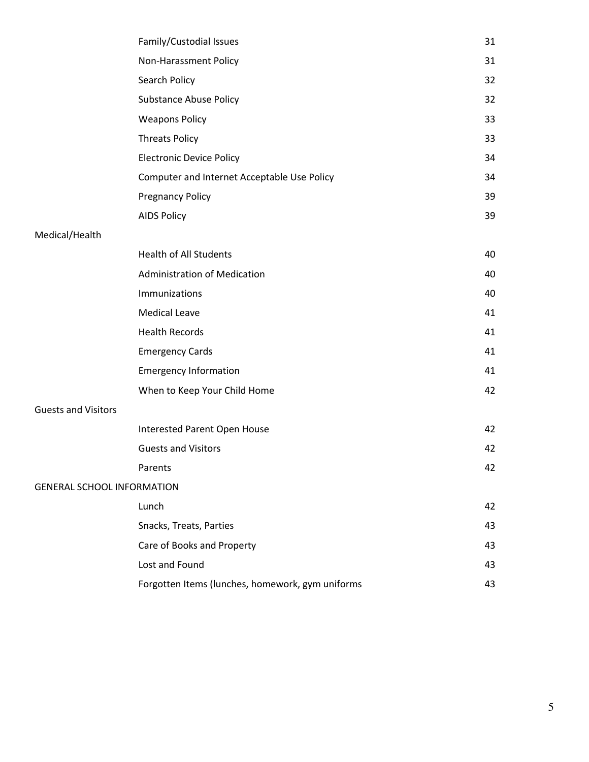| | | |
|---|---|---|
| | Family/Custodial Issues | 31 |
| | Non-Harassment Policy | 31 |
| | Search Policy | 32 |
| | Substance Abuse Policy | 32 |
| | Weapons Policy | 33 |
| | Threats Policy | 33 |
| | Electronic Device Policy | 34 |
| | Computer and Internet Acceptable Use Policy | 34 |
| | Pregnancy Policy | 39 |
| | AIDS Policy | 39 |
| Medical/Health | | |
| | Health of All Students | 40 |
| | Administration of Medication | 40 |
| | Immunizations | 40 |
| | Medical Leave | 41 |
| | Health Records | 41 |
| | Emergency Cards | 41 |
| | Emergency Information | 41 |
| | When to Keep Your Child Home | 42 |
| Guests and Visitors | | |
| | Interested Parent Open House | 42 |
| | Guests and Visitors | 42 |
| | Parents | 42 |
| GENERAL SCHOOL INFORMATION | | |
| | Lunch | 42 |
| | Snacks, Treats, Parties | 43 |
| | Care of Books and Property | 43 |
| | Lost and Found | 43 |
| | Forgotten Items (lunches, homework, gym uniforms | 43 |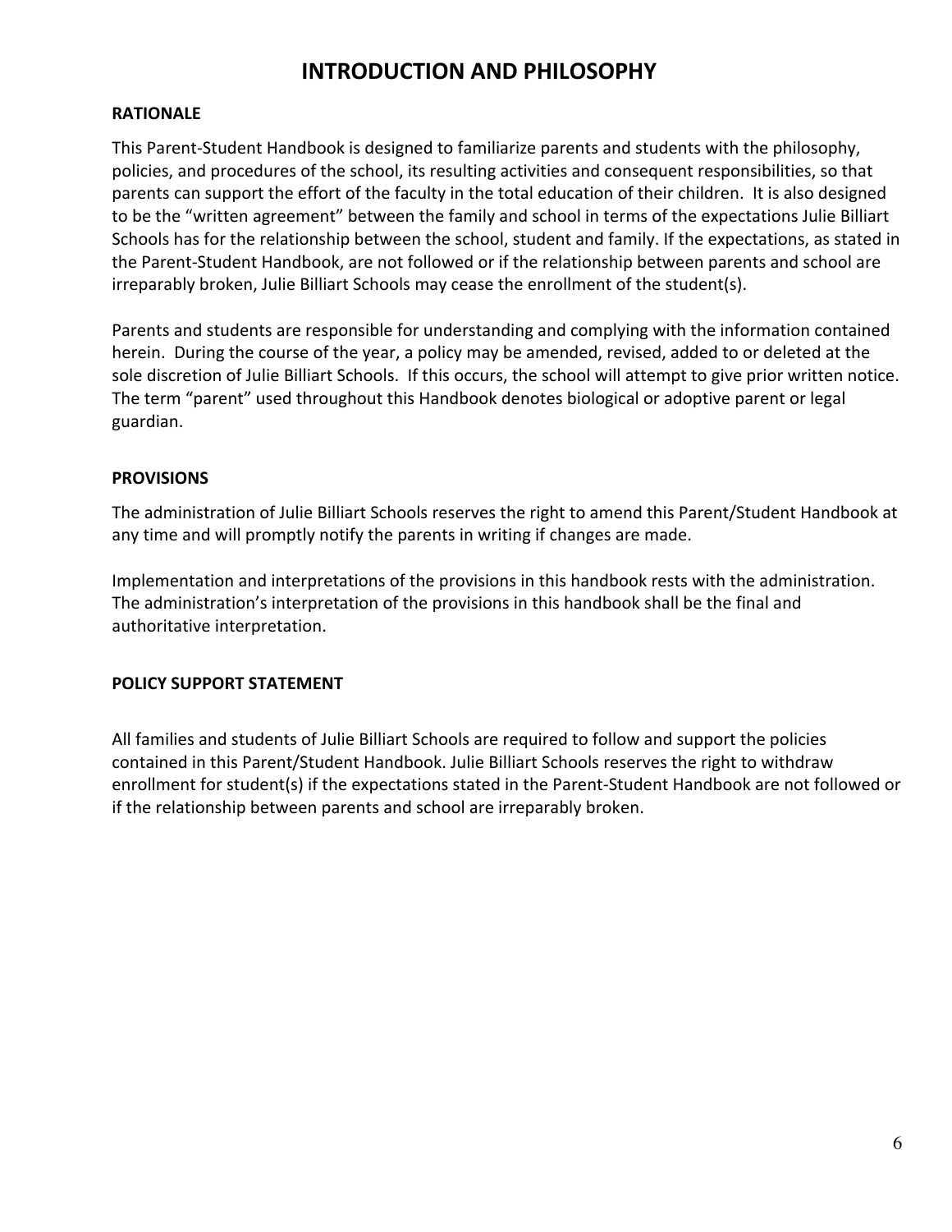# INTRODUCTION AND PHILOSOPHY

## RATIONALE

This Parent-Student Handbook is designed to familiarize parents and students with the philosophy, policies, and procedures of the school, its resulting activities and consequent responsibilities, so that parents can support the effort of the faculty in the total education of their children. It is also designed to be the "written agreement" between the family and school in terms of the expectations Julie Billiart Schools has for the relationship between the school, student and family. If the expectations, as stated in the Parent-Student Handbook, are not followed or if the relationship between parents and school are irreparably broken, Julie Billiart Schools may cease the enrollment of the student(s).

Parents and students are responsible for understanding and complying with the information contained herein. During the course of the year, a policy may be amended, revised, added to or deleted at the sole discretion of Julie Billiart Schools. If this occurs, the school will attempt to give prior written notice. The term "parent" used throughout this Handbook denotes biological or adoptive parent or legal guardian.

## PROVISIONS

The administration of Julie Billiart Schools reserves the right to amend this Parent/Student Handbook at any time and will promptly notify the parents in writing if changes are made.

Implementation and interpretations of the provisions in this handbook rests with the administration. The administration's interpretation of the provisions in this handbook shall be the final and authoritative interpretation.

## POLICY SUPPORT STATEMENT

All families and students of Julie Billiart Schools are required to follow and support the policies contained in this Parent/Student Handbook. Julie Billiart Schools reserves the right to withdraw enrollment for student(s) if the expectations stated in the Parent-Student Handbook are not followed or if the relationship between parents and school are irreparably broken.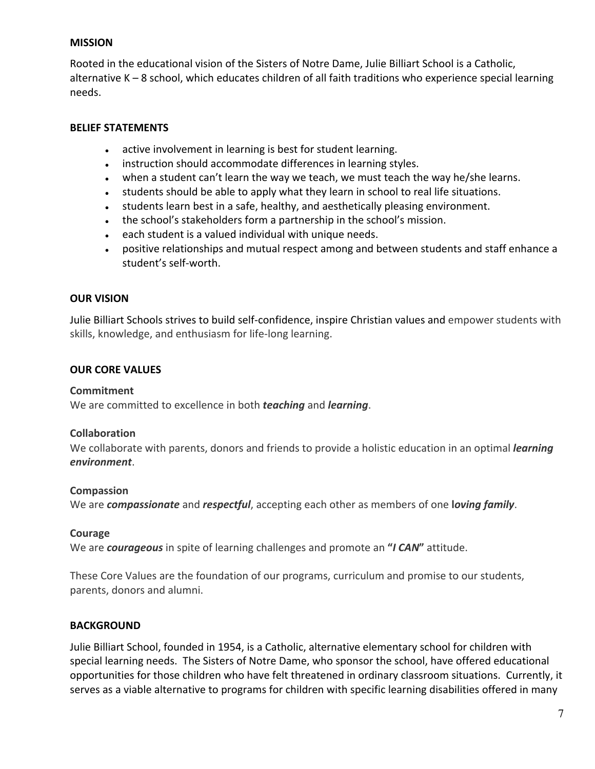## MISSION

Rooted in the educational vision of the Sisters of Notre Dame, Julie Billiart School is a Catholic, alternative K – 8 school, which educates children of all faith traditions who experience special learning needs.

## BELIEF STATEMENTS

- active involvement in learning is best for student learning.
- instruction should accommodate differences in learning styles.
- when a student can't learn the way we teach, we must teach the way he/she learns.
- students should be able to apply what they learn in school to real life situations.
- students learn best in a safe, healthy, and aesthetically pleasing environment.
- the school's stakeholders form a partnership in the school's mission.
- each student is a valued individual with unique needs.
- positive relationships and mutual respect among and between students and staff enhance a student's self-worth.

## OUR VISION

Julie Billiart Schools strives to build self-confidence, inspire Christian values and empower students with skills, knowledge, and enthusiasm for life-long learning.

## OUR CORE VALUES

**Commitment**
We are committed to excellence in both ***teaching*** and ***learning***.

**Collaboration**
We collaborate with parents, donors and friends to provide a holistic education in an optimal ***learning environment***.

**Compassion**
We are ***compassionate*** and ***respectful***, accepting each other as members of one **l*oving family***.

**Courage**
We are ***courageous*** in spite of learning challenges and promote an **"*I CAN*"** attitude.

These Core Values are the foundation of our programs, curriculum and promise to our students, parents, donors and alumni.

## BACKGROUND

Julie Billiart School, founded in 1954, is a Catholic, alternative elementary school for children with special learning needs. The Sisters of Notre Dame, who sponsor the school, have offered educational opportunities for those children who have felt threatened in ordinary classroom situations. Currently, it serves as a viable alternative to programs for children with specific learning disabilities offered in many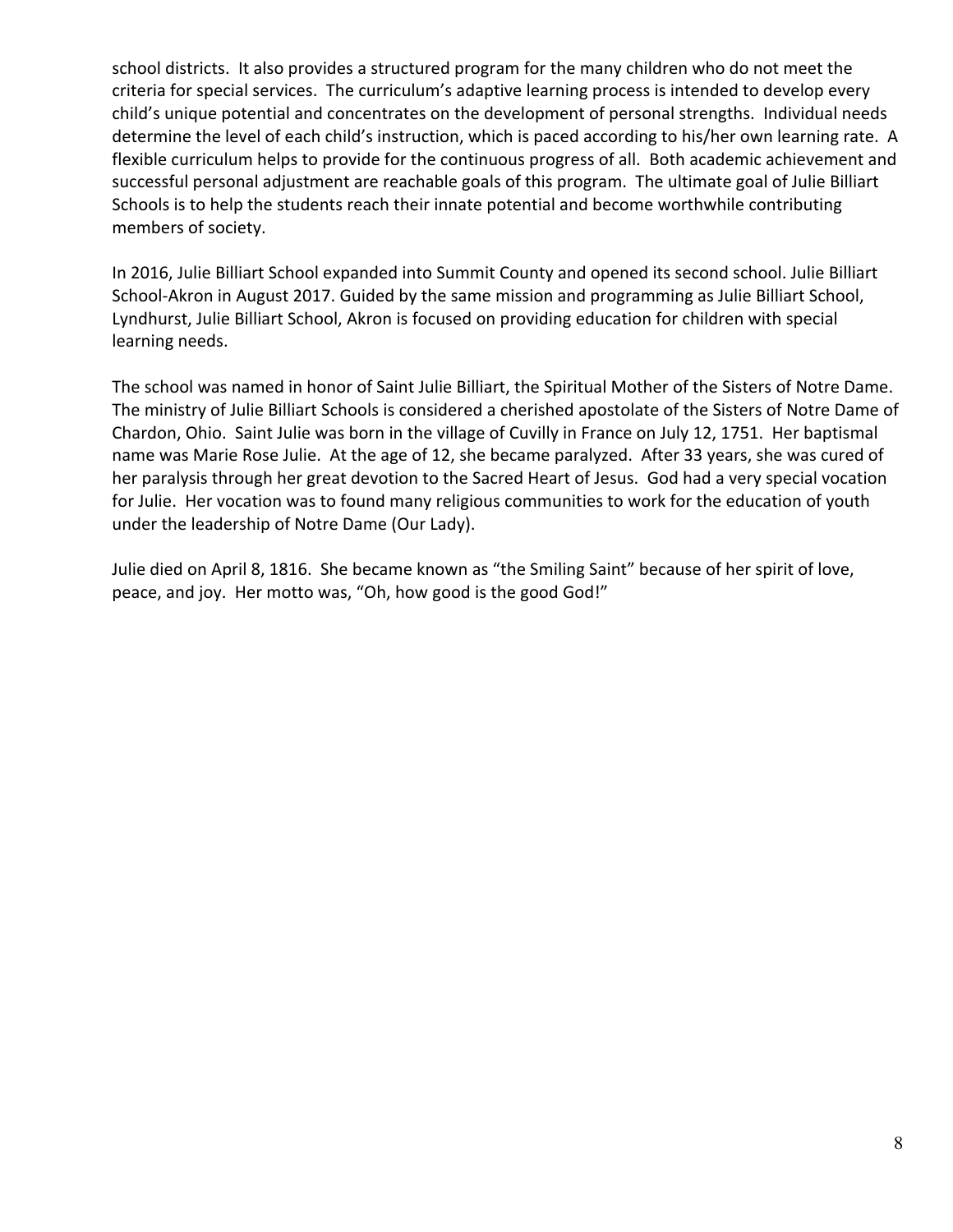school districts. It also provides a structured program for the many children who do not meet the criteria for special services. The curriculum's adaptive learning process is intended to develop every child's unique potential and concentrates on the development of personal strengths. Individual needs determine the level of each child's instruction, which is paced according to his/her own learning rate. A flexible curriculum helps to provide for the continuous progress of all. Both academic achievement and successful personal adjustment are reachable goals of this program. The ultimate goal of Julie Billiart Schools is to help the students reach their innate potential and become worthwhile contributing members of society.

In 2016, Julie Billiart School expanded into Summit County and opened its second school. Julie Billiart School-Akron in August 2017. Guided by the same mission and programming as Julie Billiart School, Lyndhurst, Julie Billiart School, Akron is focused on providing education for children with special learning needs.

The school was named in honor of Saint Julie Billiart, the Spiritual Mother of the Sisters of Notre Dame. The ministry of Julie Billiart Schools is considered a cherished apostolate of the Sisters of Notre Dame of Chardon, Ohio. Saint Julie was born in the village of Cuvilly in France on July 12, 1751. Her baptismal name was Marie Rose Julie. At the age of 12, she became paralyzed. After 33 years, she was cured of her paralysis through her great devotion to the Sacred Heart of Jesus. God had a very special vocation for Julie. Her vocation was to found many religious communities to work for the education of youth under the leadership of Notre Dame (Our Lady).

Julie died on April 8, 1816. She became known as "the Smiling Saint" because of her spirit of love, peace, and joy. Her motto was, "Oh, how good is the good God!"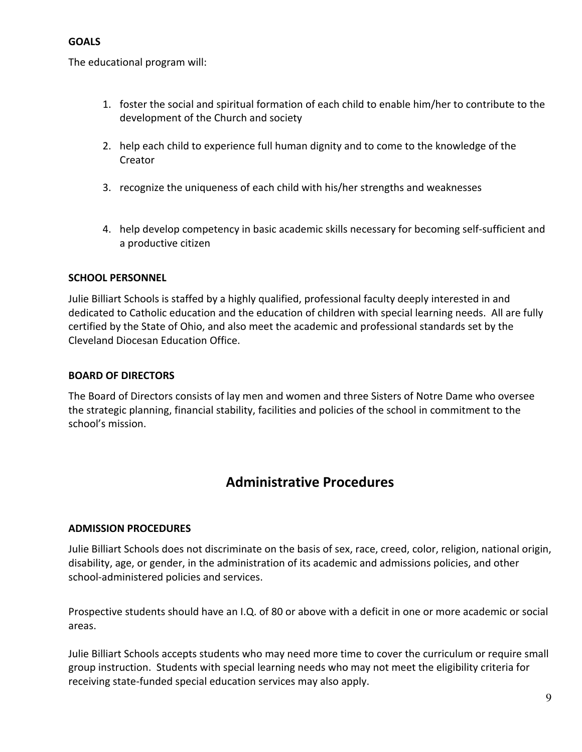**GOALS**

The educational program will:

1. foster the social and spiritual formation of each child to enable him/her to contribute to the development of the Church and society
2. help each child to experience full human dignity and to come to the knowledge of the Creator
3. recognize the uniqueness of each child with his/her strengths and weaknesses
4. help develop competency in basic academic skills necessary for becoming self-sufficient and a productive citizen

**SCHOOL PERSONNEL**

Julie Billiart Schools is staffed by a highly qualified, professional faculty deeply interested in and dedicated to Catholic education and the education of children with special learning needs. All are fully certified by the State of Ohio, and also meet the academic and professional standards set by the Cleveland Diocesan Education Office.

**BOARD OF DIRECTORS**

The Board of Directors consists of lay men and women and three Sisters of Notre Dame who oversee the strategic planning, financial stability, facilities and policies of the school in commitment to the school's mission.

## Administrative Procedures

**ADMISSION PROCEDURES**

Julie Billiart Schools does not discriminate on the basis of sex, race, creed, color, religion, national origin, disability, age, or gender, in the administration of its academic and admissions policies, and other school-administered policies and services.

Prospective students should have an I.Q. of 80 or above with a deficit in one or more academic or social areas.

Julie Billiart Schools accepts students who may need more time to cover the curriculum or require small group instruction. Students with special learning needs who may not meet the eligibility criteria for receiving state-funded special education services may also apply.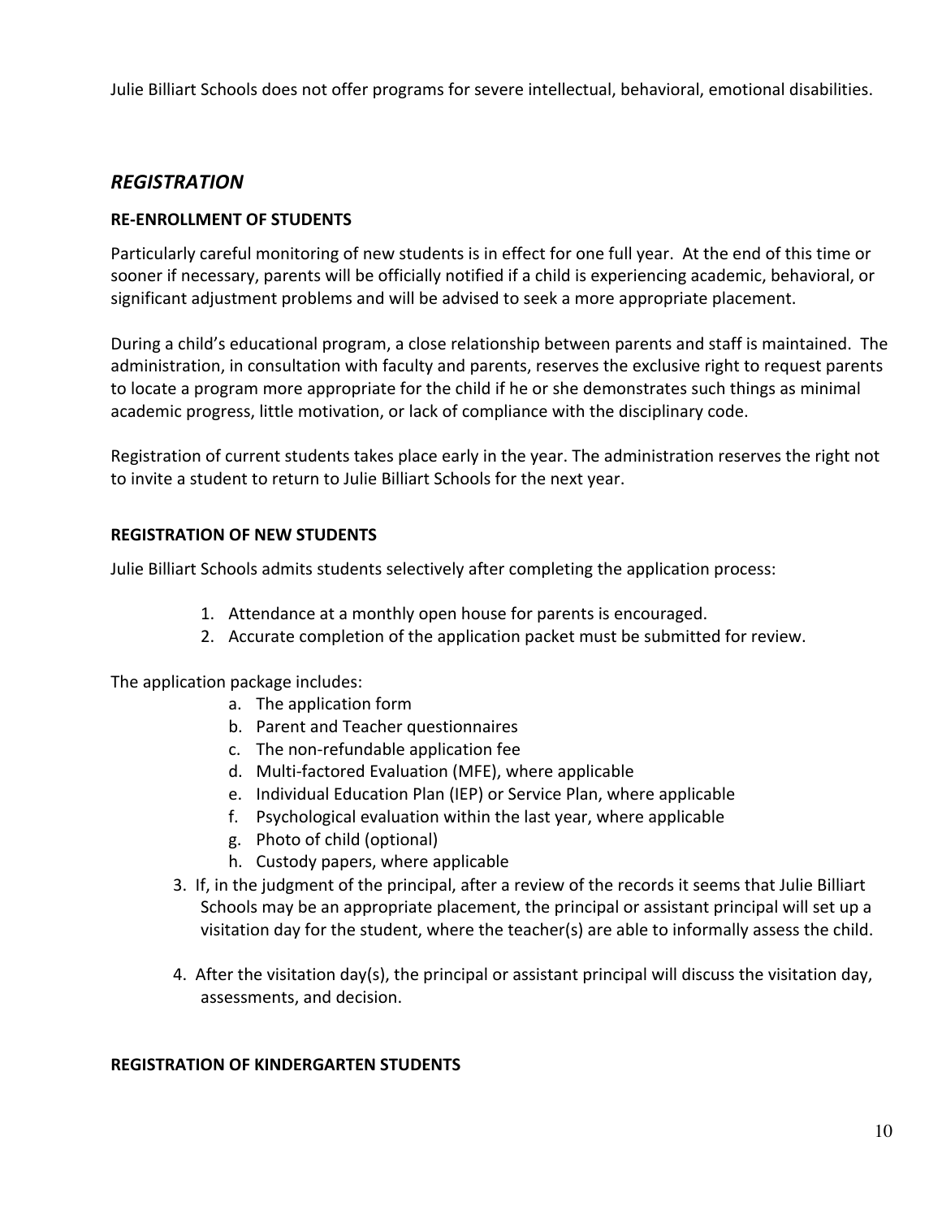Julie Billiart Schools does not offer programs for severe intellectual, behavioral, emotional disabilities.

## *REGISTRATION*

### RE-ENROLLMENT OF STUDENTS

Particularly careful monitoring of new students is in effect for one full year. At the end of this time or sooner if necessary, parents will be officially notified if a child is experiencing academic, behavioral, or significant adjustment problems and will be advised to seek a more appropriate placement.

During a child's educational program, a close relationship between parents and staff is maintained. The administration, in consultation with faculty and parents, reserves the exclusive right to request parents to locate a program more appropriate for the child if he or she demonstrates such things as minimal academic progress, little motivation, or lack of compliance with the disciplinary code.

Registration of current students takes place early in the year. The administration reserves the right not to invite a student to return to Julie Billiart Schools for the next year.

### REGISTRATION OF NEW STUDENTS

Julie Billiart Schools admits students selectively after completing the application process:

1. Attendance at a monthly open house for parents is encouraged.
2. Accurate completion of the application packet must be submitted for review.

The application package includes:

   a. The application form
   b. Parent and Teacher questionnaires
   c. The non-refundable application fee
   d. Multi-factored Evaluation (MFE), where applicable
   e. Individual Education Plan (IEP) or Service Plan, where applicable
   f. Psychological evaluation within the last year, where applicable
   g. Photo of child (optional)
   h. Custody papers, where applicable

3. If, in the judgment of the principal, after a review of the records it seems that Julie Billiart Schools may be an appropriate placement, the principal or assistant principal will set up a visitation day for the student, where the teacher(s) are able to informally assess the child.

4. After the visitation day(s), the principal or assistant principal will discuss the visitation day, assessments, and decision.

### REGISTRATION OF KINDERGARTEN STUDENTS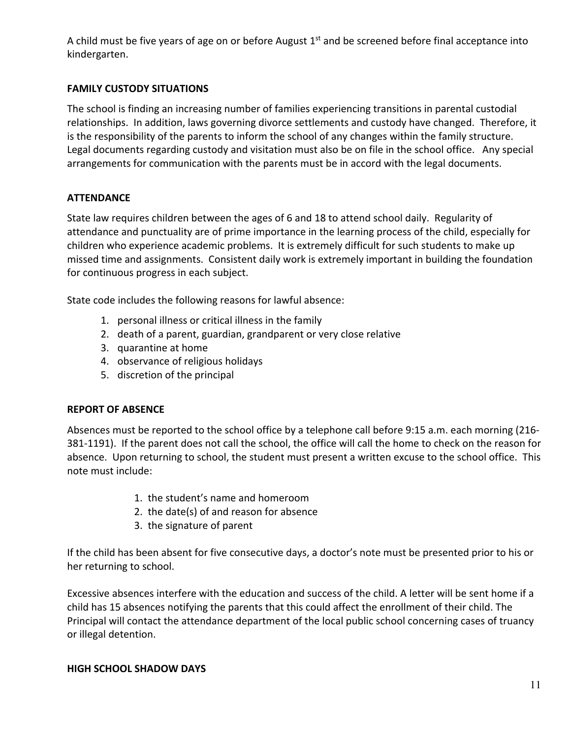A child must be five years of age on or before August 1st and be screened before final acceptance into kindergarten.

**FAMILY CUSTODY SITUATIONS**

The school is finding an increasing number of families experiencing transitions in parental custodial relationships. In addition, laws governing divorce settlements and custody have changed. Therefore, it is the responsibility of the parents to inform the school of any changes within the family structure. Legal documents regarding custody and visitation must also be on file in the school office. Any special arrangements for communication with the parents must be in accord with the legal documents.

**ATTENDANCE**

State law requires children between the ages of 6 and 18 to attend school daily. Regularity of attendance and punctuality are of prime importance in the learning process of the child, especially for children who experience academic problems. It is extremely difficult for such students to make up missed time and assignments. Consistent daily work is extremely important in building the foundation for continuous progress in each subject.

State code includes the following reasons for lawful absence:

1. personal illness or critical illness in the family
2. death of a parent, guardian, grandparent or very close relative
3. quarantine at home
4. observance of religious holidays
5. discretion of the principal

**REPORT OF ABSENCE**

Absences must be reported to the school office by a telephone call before 9:15 a.m. each morning (216-381-1191). If the parent does not call the school, the office will call the home to check on the reason for absence. Upon returning to school, the student must present a written excuse to the school office. This note must include:

1. the student's name and homeroom
2. the date(s) of and reason for absence
3. the signature of parent

If the child has been absent for five consecutive days, a doctor's note must be presented prior to his or her returning to school.

Excessive absences interfere with the education and success of the child. A letter will be sent home if a child has 15 absences notifying the parents that this could affect the enrollment of their child. The Principal will contact the attendance department of the local public school concerning cases of truancy or illegal detention.

**HIGH SCHOOL SHADOW DAYS**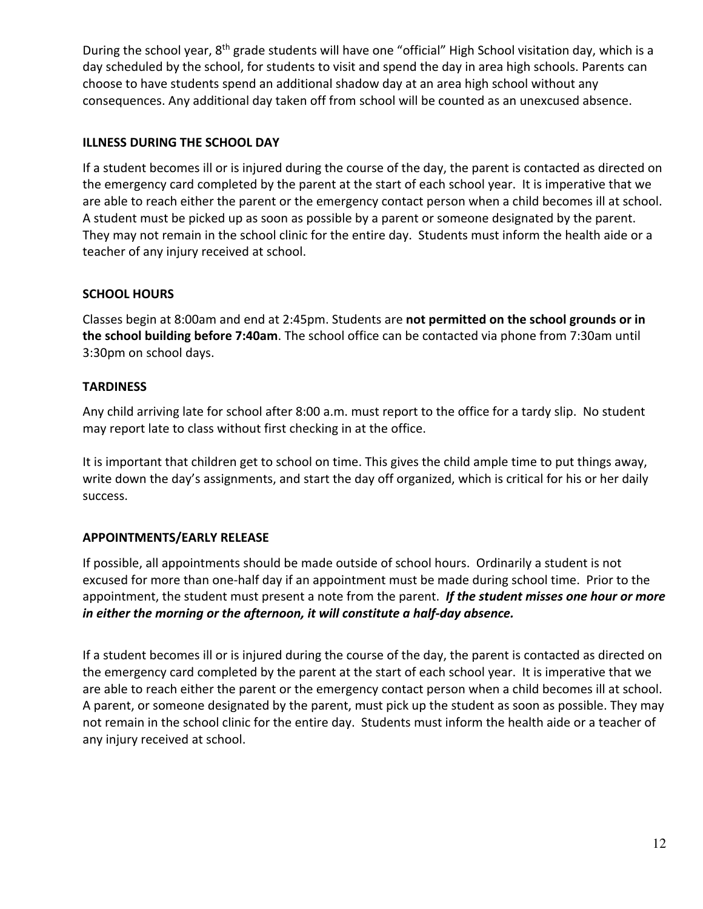During the school year, 8th grade students will have one "official" High School visitation day, which is a day scheduled by the school, for students to visit and spend the day in area high schools. Parents can choose to have students spend an additional shadow day at an area high school without any consequences. Any additional day taken off from school will be counted as an unexcused absence.

### ILLNESS DURING THE SCHOOL DAY

If a student becomes ill or is injured during the course of the day, the parent is contacted as directed on the emergency card completed by the parent at the start of each school year. It is imperative that we are able to reach either the parent or the emergency contact person when a child becomes ill at school. A student must be picked up as soon as possible by a parent or someone designated by the parent. They may not remain in the school clinic for the entire day. Students must inform the health aide or a teacher of any injury received at school.

### SCHOOL HOURS

Classes begin at 8:00am and end at 2:45pm. Students are **not permitted on the school grounds or in the school building before 7:40am**. The school office can be contacted via phone from 7:30am until 3:30pm on school days.

### TARDINESS

Any child arriving late for school after 8:00 a.m. must report to the office for a tardy slip. No student may report late to class without first checking in at the office.

It is important that children get to school on time. This gives the child ample time to put things away, write down the day's assignments, and start the day off organized, which is critical for his or her daily success.

### APPOINTMENTS/EARLY RELEASE

If possible, all appointments should be made outside of school hours. Ordinarily a student is not excused for more than one-half day if an appointment must be made during school time. Prior to the appointment, the student must present a note from the parent. ***If the student misses one hour or more in either the morning or the afternoon, it will constitute a half-day absence.***

If a student becomes ill or is injured during the course of the day, the parent is contacted as directed on the emergency card completed by the parent at the start of each school year. It is imperative that we are able to reach either the parent or the emergency contact person when a child becomes ill at school. A parent, or someone designated by the parent, must pick up the student as soon as possible. They may not remain in the school clinic for the entire day. Students must inform the health aide or a teacher of any injury received at school.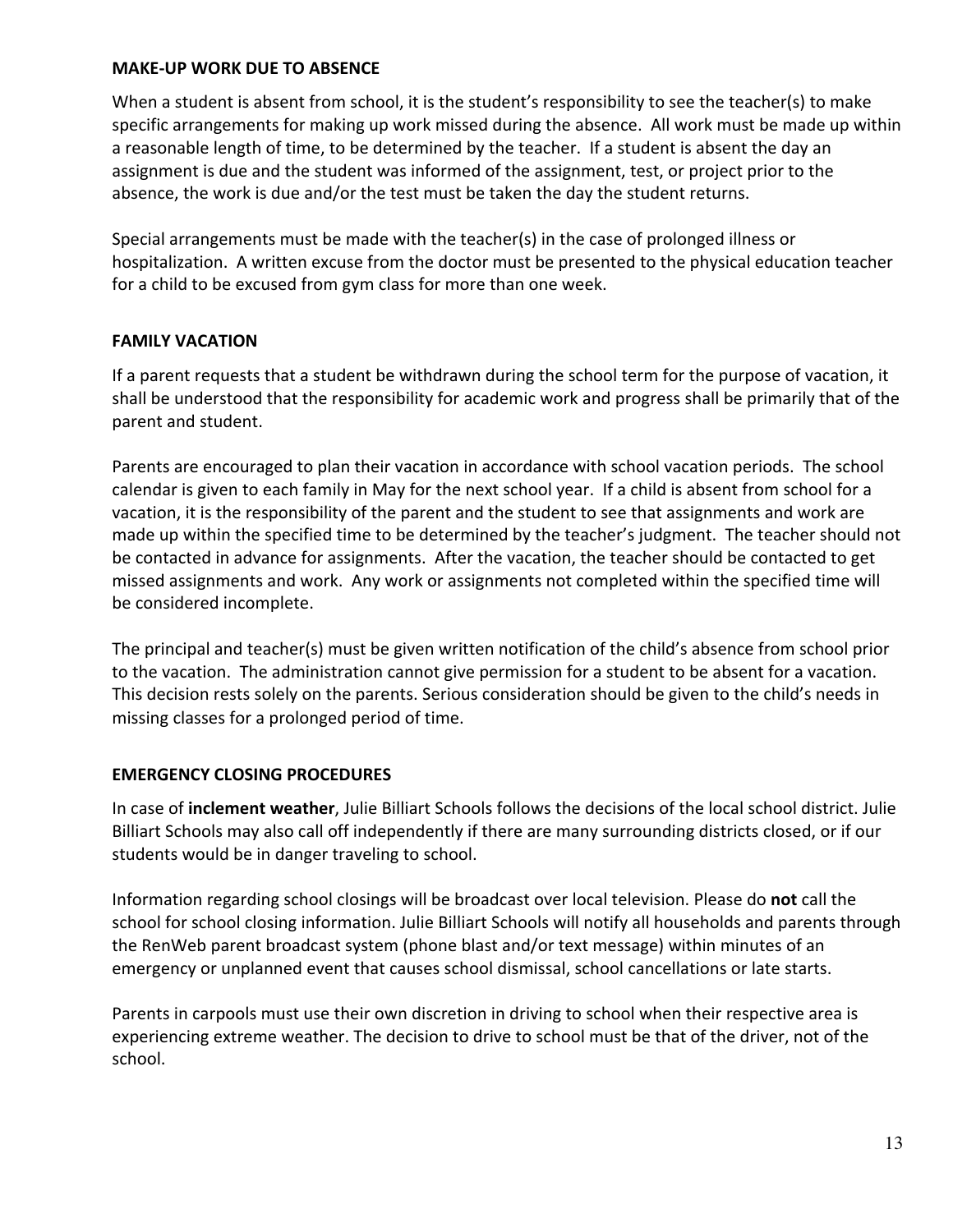## MAKE-UP WORK DUE TO ABSENCE

When a student is absent from school, it is the student's responsibility to see the teacher(s) to make specific arrangements for making up work missed during the absence. All work must be made up within a reasonable length of time, to be determined by the teacher. If a student is absent the day an assignment is due and the student was informed of the assignment, test, or project prior to the absence, the work is due and/or the test must be taken the day the student returns.

Special arrangements must be made with the teacher(s) in the case of prolonged illness or hospitalization. A written excuse from the doctor must be presented to the physical education teacher for a child to be excused from gym class for more than one week.

## FAMILY VACATION

If a parent requests that a student be withdrawn during the school term for the purpose of vacation, it shall be understood that the responsibility for academic work and progress shall be primarily that of the parent and student.

Parents are encouraged to plan their vacation in accordance with school vacation periods. The school calendar is given to each family in May for the next school year. If a child is absent from school for a vacation, it is the responsibility of the parent and the student to see that assignments and work are made up within the specified time to be determined by the teacher's judgment. The teacher should not be contacted in advance for assignments. After the vacation, the teacher should be contacted to get missed assignments and work. Any work or assignments not completed within the specified time will be considered incomplete.

The principal and teacher(s) must be given written notification of the child's absence from school prior to the vacation. The administration cannot give permission for a student to be absent for a vacation. This decision rests solely on the parents. Serious consideration should be given to the child's needs in missing classes for a prolonged period of time.

## EMERGENCY CLOSING PROCEDURES

In case of **inclement weather**, Julie Billiart Schools follows the decisions of the local school district. Julie Billiart Schools may also call off independently if there are many surrounding districts closed, or if our students would be in danger traveling to school.

Information regarding school closings will be broadcast over local television. Please do **not** call the school for school closing information. Julie Billiart Schools will notify all households and parents through the RenWeb parent broadcast system (phone blast and/or text message) within minutes of an emergency or unplanned event that causes school dismissal, school cancellations or late starts.

Parents in carpools must use their own discretion in driving to school when their respective area is experiencing extreme weather. The decision to drive to school must be that of the driver, not of the school.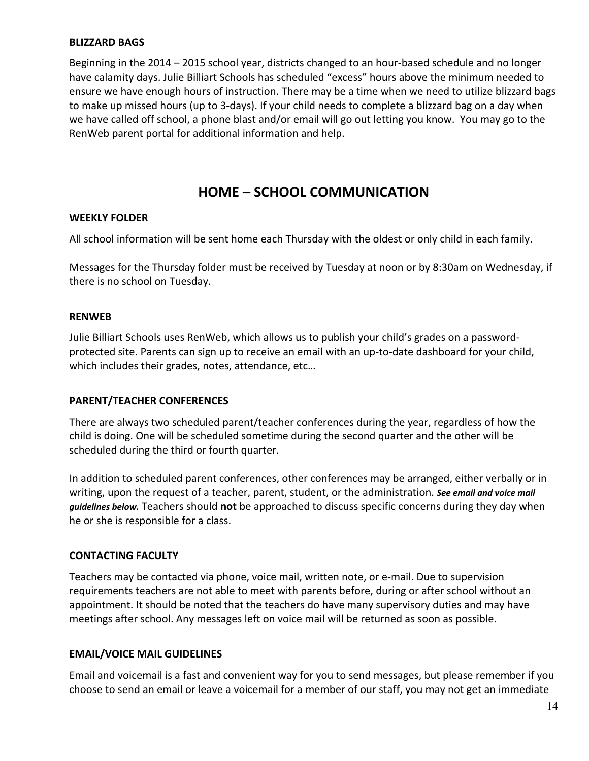### BLIZZARD BAGS

Beginning in the 2014 – 2015 school year, districts changed to an hour-based schedule and no longer have calamity days. Julie Billiart Schools has scheduled "excess" hours above the minimum needed to ensure we have enough hours of instruction. There may be a time when we need to utilize blizzard bags to make up missed hours (up to 3-days). If your child needs to complete a blizzard bag on a day when we have called off school, a phone blast and/or email will go out letting you know. You may go to the RenWeb parent portal for additional information and help.

## HOME – SCHOOL COMMUNICATION

### WEEKLY FOLDER

All school information will be sent home each Thursday with the oldest or only child in each family.

Messages for the Thursday folder must be received by Tuesday at noon or by 8:30am on Wednesday, if there is no school on Tuesday.

### RENWEB

Julie Billiart Schools uses RenWeb, which allows us to publish your child's grades on a password-protected site. Parents can sign up to receive an email with an up-to-date dashboard for your child, which includes their grades, notes, attendance, etc…

### PARENT/TEACHER CONFERENCES

There are always two scheduled parent/teacher conferences during the year, regardless of how the child is doing. One will be scheduled sometime during the second quarter and the other will be scheduled during the third or fourth quarter.

In addition to scheduled parent conferences, other conferences may be arranged, either verbally or in writing, upon the request of a teacher, parent, student, or the administration. ***See email and voice mail guidelines below.*** Teachers should **not** be approached to discuss specific concerns during they day when he or she is responsible for a class.

### CONTACTING FACULTY

Teachers may be contacted via phone, voice mail, written note, or e-mail. Due to supervision requirements teachers are not able to meet with parents before, during or after school without an appointment. It should be noted that the teachers do have many supervisory duties and may have meetings after school. Any messages left on voice mail will be returned as soon as possible.

### EMAIL/VOICE MAIL GUIDELINES

Email and voicemail is a fast and convenient way for you to send messages, but please remember if you choose to send an email or leave a voicemail for a member of our staff, you may not get an immediate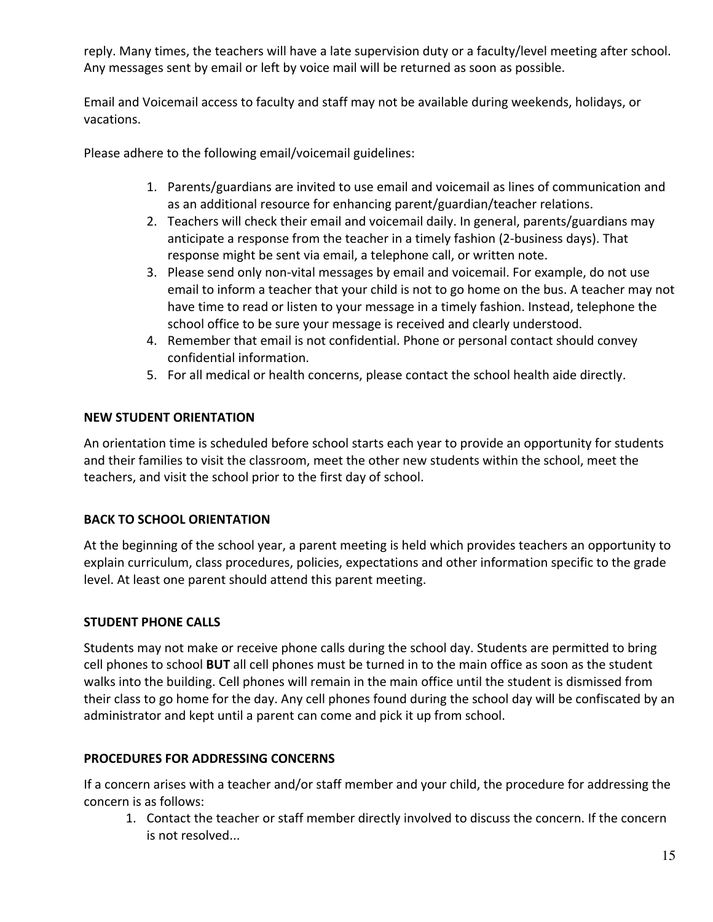reply. Many times, the teachers will have a late supervision duty or a faculty/level meeting after school. Any messages sent by email or left by voice mail will be returned as soon as possible.

Email and Voicemail access to faculty and staff may not be available during weekends, holidays, or vacations.

Please adhere to the following email/voicemail guidelines:

1. Parents/guardians are invited to use email and voicemail as lines of communication and as an additional resource for enhancing parent/guardian/teacher relations.
2. Teachers will check their email and voicemail daily. In general, parents/guardians may anticipate a response from the teacher in a timely fashion (2-business days). That response might be sent via email, a telephone call, or written note.
3. Please send only non-vital messages by email and voicemail. For example, do not use email to inform a teacher that your child is not to go home on the bus. A teacher may not have time to read or listen to your message in a timely fashion. Instead, telephone the school office to be sure your message is received and clearly understood.
4. Remember that email is not confidential. Phone or personal contact should convey confidential information.
5. For all medical or health concerns, please contact the school health aide directly.

**NEW STUDENT ORIENTATION**

An orientation time is scheduled before school starts each year to provide an opportunity for students and their families to visit the classroom, meet the other new students within the school, meet the teachers, and visit the school prior to the first day of school.

**BACK TO SCHOOL ORIENTATION**

At the beginning of the school year, a parent meeting is held which provides teachers an opportunity to explain curriculum, class procedures, policies, expectations and other information specific to the grade level. At least one parent should attend this parent meeting.

**STUDENT PHONE CALLS**

Students may not make or receive phone calls during the school day. Students are permitted to bring cell phones to school **BUT** all cell phones must be turned in to the main office as soon as the student walks into the building. Cell phones will remain in the main office until the student is dismissed from their class to go home for the day. Any cell phones found during the school day will be confiscated by an administrator and kept until a parent can come and pick it up from school.

**PROCEDURES FOR ADDRESSING CONCERNS**

If a concern arises with a teacher and/or staff member and your child, the procedure for addressing the concern is as follows:

1. Contact the teacher or staff member directly involved to discuss the concern. If the concern is not resolved...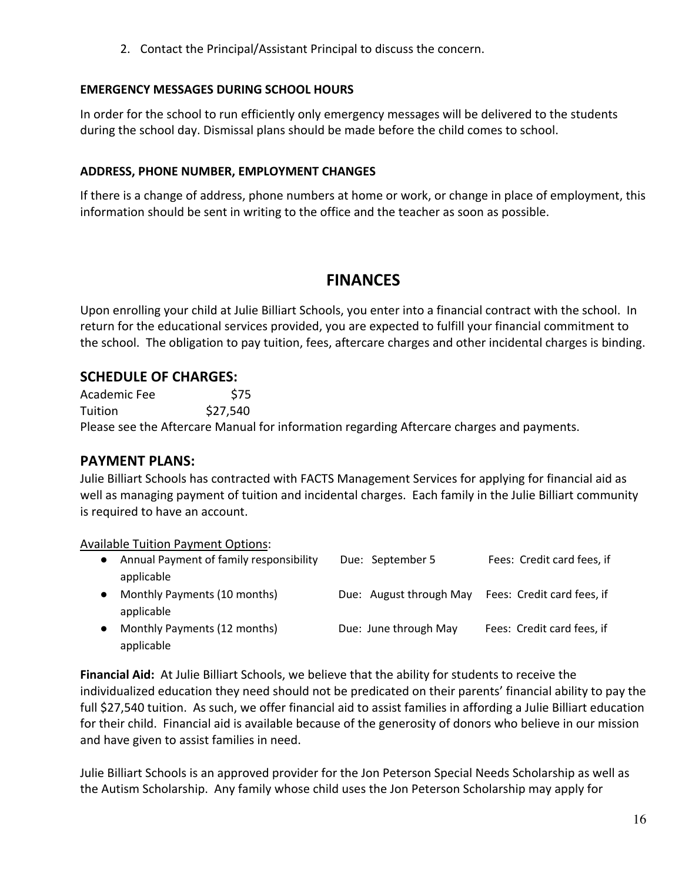2. Contact the Principal/Assistant Principal to discuss the concern.

**EMERGENCY MESSAGES DURING SCHOOL HOURS**

In order for the school to run efficiently only emergency messages will be delivered to the students during the school day. Dismissal plans should be made before the child comes to school.

**ADDRESS, PHONE NUMBER, EMPLOYMENT CHANGES**

If there is a change of address, phone numbers at home or work, or change in place of employment, this information should be sent in writing to the office and the teacher as soon as possible.

# FINANCES

Upon enrolling your child at Julie Billiart Schools, you enter into a financial contract with the school. In return for the educational services provided, you are expected to fulfill your financial commitment to the school. The obligation to pay tuition, fees, aftercare charges and other incidental charges is binding.

## SCHEDULE OF CHARGES:

| | |
|---|---|
| Academic Fee | $75 |
| Tuition | $27,540 |

Please see the Aftercare Manual for information regarding Aftercare charges and payments.

## PAYMENT PLANS:

Julie Billiart Schools has contracted with FACTS Management Services for applying for financial aid as well as managing payment of tuition and incidental charges. Each family in the Julie Billiart community is required to have an account.

Available Tuition Payment Options:

- Annual Payment of family responsibility — Due: September 5 — Fees: Credit card fees, if applicable
- Monthly Payments (10 months) — Due: August through May — Fees: Credit card fees, if applicable
- Monthly Payments (12 months) — Due: June through May — Fees: Credit card fees, if applicable

**Financial Aid:** At Julie Billiart Schools, we believe that the ability for students to receive the individualized education they need should not be predicated on their parents' financial ability to pay the full $27,540 tuition. As such, we offer financial aid to assist families in affording a Julie Billiart education for their child. Financial aid is available because of the generosity of donors who believe in our mission and have given to assist families in need.

Julie Billiart Schools is an approved provider for the Jon Peterson Special Needs Scholarship as well as the Autism Scholarship. Any family whose child uses the Jon Peterson Scholarship may apply for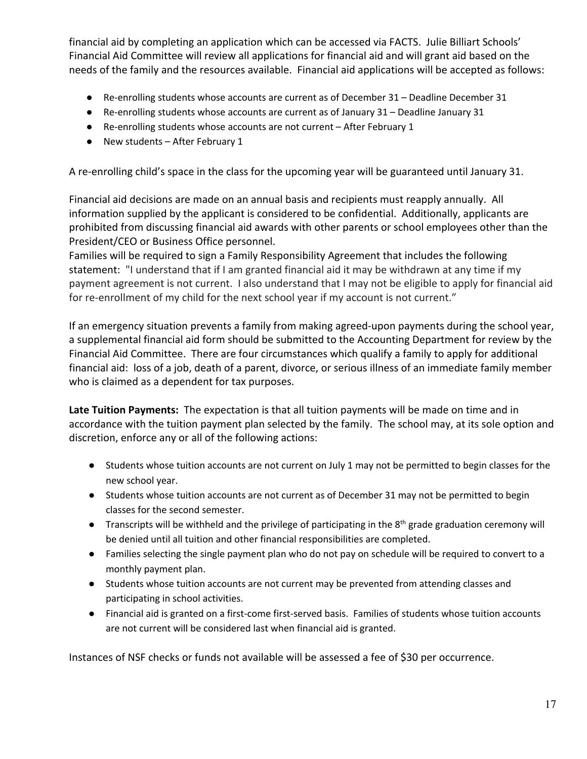financial aid by completing an application which can be accessed via FACTS. Julie Billiart Schools' Financial Aid Committee will review all applications for financial aid and will grant aid based on the needs of the family and the resources available. Financial aid applications will be accepted as follows:

- Re-enrolling students whose accounts are current as of December 31 – Deadline December 31
- Re-enrolling students whose accounts are current as of January 31 – Deadline January 31
- Re-enrolling students whose accounts are not current – After February 1
- New students – After February 1

A re-enrolling child's space in the class for the upcoming year will be guaranteed until January 31.

Financial aid decisions are made on an annual basis and recipients must reapply annually. All information supplied by the applicant is considered to be confidential. Additionally, applicants are prohibited from discussing financial aid awards with other parents or school employees other than the President/CEO or Business Office personnel.
Families will be required to sign a Family Responsibility Agreement that includes the following statement: "I understand that if I am granted financial aid it may be withdrawn at any time if my payment agreement is not current. I also understand that I may not be eligible to apply for financial aid for re-enrollment of my child for the next school year if my account is not current."

If an emergency situation prevents a family from making agreed-upon payments during the school year, a supplemental financial aid form should be submitted to the Accounting Department for review by the Financial Aid Committee. There are four circumstances which qualify a family to apply for additional financial aid: loss of a job, death of a parent, divorce, or serious illness of an immediate family member who is claimed as a dependent for tax purposes.

**Late Tuition Payments:** The expectation is that all tuition payments will be made on time and in accordance with the tuition payment plan selected by the family. The school may, at its sole option and discretion, enforce any or all of the following actions:

- Students whose tuition accounts are not current on July 1 may not be permitted to begin classes for the new school year.
- Students whose tuition accounts are not current as of December 31 may not be permitted to begin classes for the second semester.
- Transcripts will be withheld and the privilege of participating in the 8th grade graduation ceremony will be denied until all tuition and other financial responsibilities are completed.
- Families selecting the single payment plan who do not pay on schedule will be required to convert to a monthly payment plan.
- Students whose tuition accounts are not current may be prevented from attending classes and participating in school activities.
- Financial aid is granted on a first-come first-served basis. Families of students whose tuition accounts are not current will be considered last when financial aid is granted.

Instances of NSF checks or funds not available will be assessed a fee of $30 per occurrence.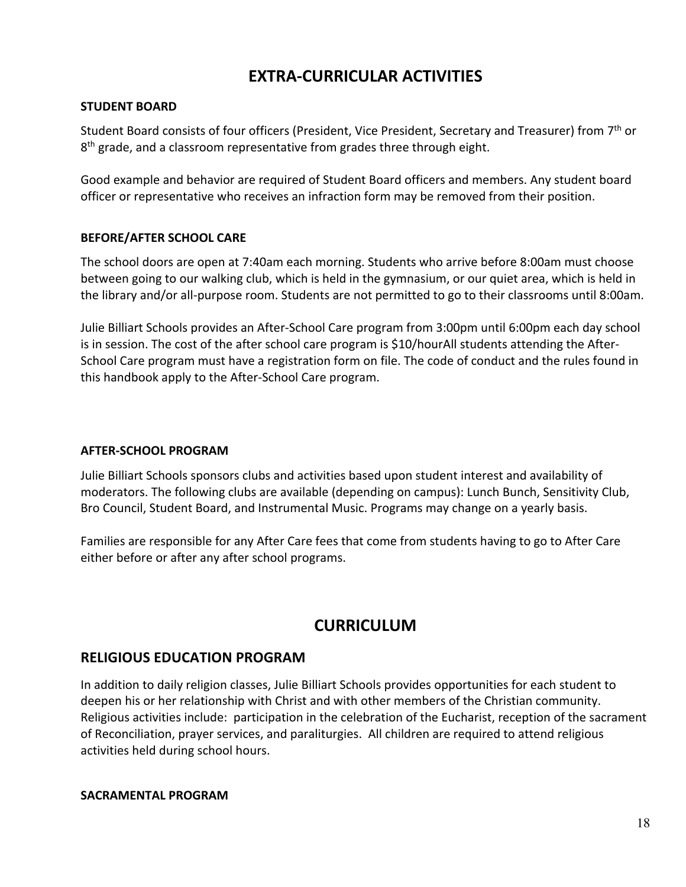# EXTRA-CURRICULAR ACTIVITIES

### STUDENT BOARD

Student Board consists of four officers (President, Vice President, Secretary and Treasurer) from 7th or 8th grade, and a classroom representative from grades three through eight.

Good example and behavior are required of Student Board officers and members. Any student board officer or representative who receives an infraction form may be removed from their position.

### BEFORE/AFTER SCHOOL CARE

The school doors are open at 7:40am each morning. Students who arrive before 8:00am must choose between going to our walking club, which is held in the gymnasium, or our quiet area, which is held in the library and/or all-purpose room. Students are not permitted to go to their classrooms until 8:00am.

Julie Billiart Schools provides an After-School Care program from 3:00pm until 6:00pm each day school is in session. The cost of the after school care program is $10/hourAll students attending the After-School Care program must have a registration form on file. The code of conduct and the rules found in this handbook apply to the After-School Care program.

### AFTER-SCHOOL PROGRAM

Julie Billiart Schools sponsors clubs and activities based upon student interest and availability of moderators. The following clubs are available (depending on campus): Lunch Bunch, Sensitivity Club, Bro Council, Student Board, and Instrumental Music. Programs may change on a yearly basis.

Families are responsible for any After Care fees that come from students having to go to After Care either before or after any after school programs.

# CURRICULUM

## RELIGIOUS EDUCATION PROGRAM

In addition to daily religion classes, Julie Billiart Schools provides opportunities for each student to deepen his or her relationship with Christ and with other members of the Christian community. Religious activities include: participation in the celebration of the Eucharist, reception of the sacrament of Reconciliation, prayer services, and paraliturgies. All children are required to attend religious activities held during school hours.

### SACRAMENTAL PROGRAM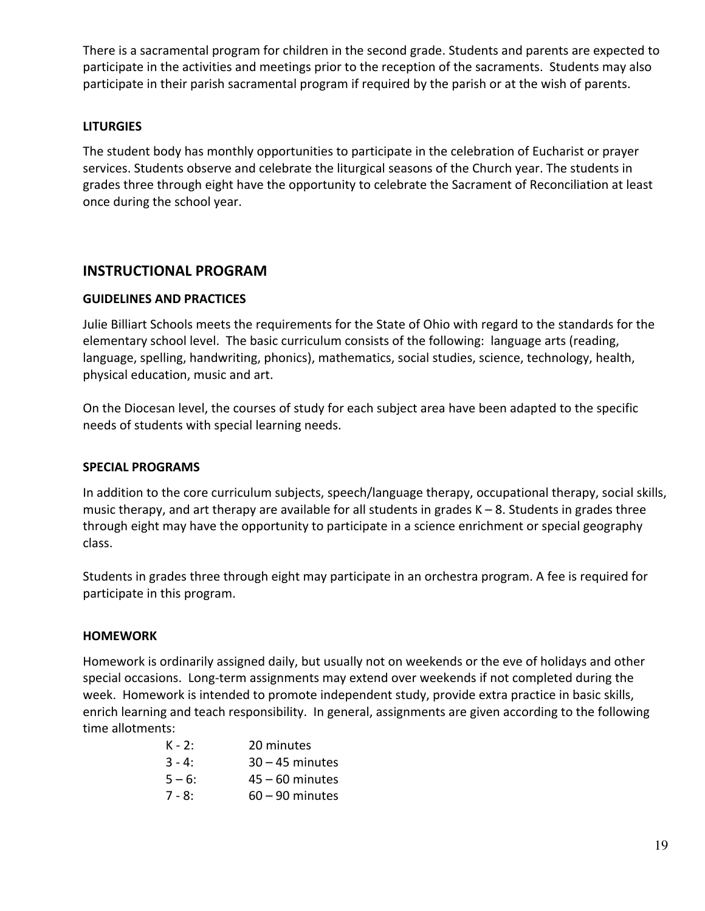There is a sacramental program for children in the second grade. Students and parents are expected to participate in the activities and meetings prior to the reception of the sacraments. Students may also participate in their parish sacramental program if required by the parish or at the wish of parents.

### LITURGIES

The student body has monthly opportunities to participate in the celebration of Eucharist or prayer services. Students observe and celebrate the liturgical seasons of the Church year. The students in grades three through eight have the opportunity to celebrate the Sacrament of Reconciliation at least once during the school year.

## INSTRUCTIONAL PROGRAM

### GUIDELINES AND PRACTICES

Julie Billiart Schools meets the requirements for the State of Ohio with regard to the standards for the elementary school level. The basic curriculum consists of the following: language arts (reading, language, spelling, handwriting, phonics), mathematics, social studies, science, technology, health, physical education, music and art.

On the Diocesan level, the courses of study for each subject area have been adapted to the specific needs of students with special learning needs.

### SPECIAL PROGRAMS

In addition to the core curriculum subjects, speech/language therapy, occupational therapy, social skills, music therapy, and art therapy are available for all students in grades K – 8. Students in grades three through eight may have the opportunity to participate in a science enrichment or special geography class.

Students in grades three through eight may participate in an orchestra program. A fee is required for participate in this program.

### HOMEWORK

Homework is ordinarily assigned daily, but usually not on weekends or the eve of holidays and other special occasions. Long-term assignments may extend over weekends if not completed during the week. Homework is intended to promote independent study, provide extra practice in basic skills, enrich learning and teach responsibility. In general, assignments are given according to the following time allotments:

| | |
|---|---|
| K - 2: | 20 minutes |
| 3 - 4: | 30 – 45 minutes |
| 5 – 6: | 45 – 60 minutes |
| 7 - 8: | 60 – 90 minutes |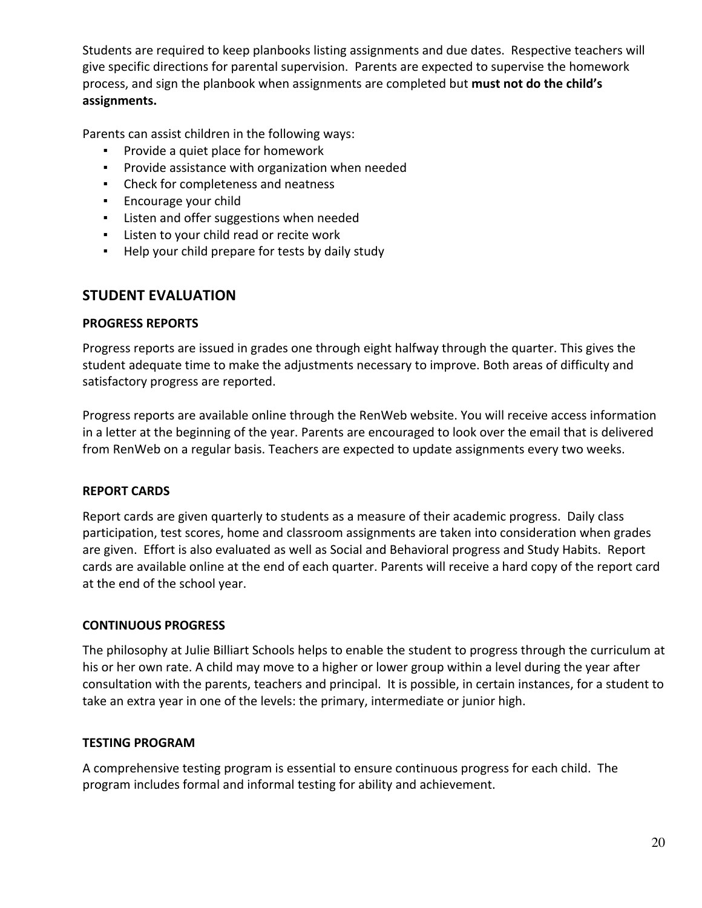Students are required to keep planbooks listing assignments and due dates. Respective teachers will give specific directions for parental supervision. Parents are expected to supervise the homework process, and sign the planbook when assignments are completed but **must not do the child's assignments.**

Parents can assist children in the following ways:

- Provide a quiet place for homework
- Provide assistance with organization when needed
- Check for completeness and neatness
- Encourage your child
- Listen and offer suggestions when needed
- Listen to your child read or recite work
- Help your child prepare for tests by daily study

## STUDENT EVALUATION

### PROGRESS REPORTS

Progress reports are issued in grades one through eight halfway through the quarter. This gives the student adequate time to make the adjustments necessary to improve. Both areas of difficulty and satisfactory progress are reported.

Progress reports are available online through the RenWeb website. You will receive access information in a letter at the beginning of the year. Parents are encouraged to look over the email that is delivered from RenWeb on a regular basis. Teachers are expected to update assignments every two weeks.

### REPORT CARDS

Report cards are given quarterly to students as a measure of their academic progress. Daily class participation, test scores, home and classroom assignments are taken into consideration when grades are given. Effort is also evaluated as well as Social and Behavioral progress and Study Habits. Report cards are available online at the end of each quarter. Parents will receive a hard copy of the report card at the end of the school year.

### CONTINUOUS PROGRESS

The philosophy at Julie Billiart Schools helps to enable the student to progress through the curriculum at his or her own rate. A child may move to a higher or lower group within a level during the year after consultation with the parents, teachers and principal. It is possible, in certain instances, for a student to take an extra year in one of the levels: the primary, intermediate or junior high.

### TESTING PROGRAM

A comprehensive testing program is essential to ensure continuous progress for each child. The program includes formal and informal testing for ability and achievement.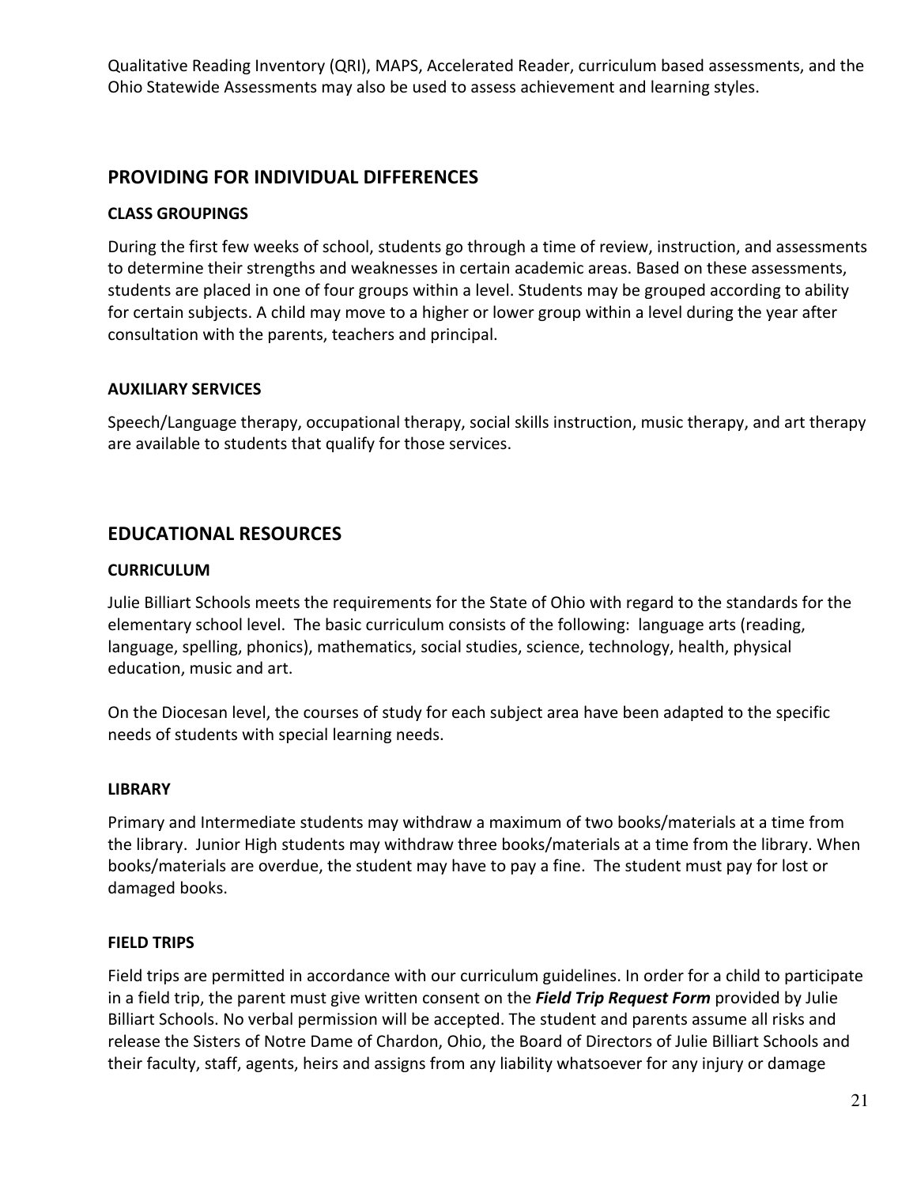Qualitative Reading Inventory (QRI), MAPS, Accelerated Reader, curriculum based assessments, and the Ohio Statewide Assessments may also be used to assess achievement and learning styles.

## PROVIDING FOR INDIVIDUAL DIFFERENCES

### CLASS GROUPINGS

During the first few weeks of school, students go through a time of review, instruction, and assessments to determine their strengths and weaknesses in certain academic areas. Based on these assessments, students are placed in one of four groups within a level. Students may be grouped according to ability for certain subjects. A child may move to a higher or lower group within a level during the year after consultation with the parents, teachers and principal.

### AUXILIARY SERVICES

Speech/Language therapy, occupational therapy, social skills instruction, music therapy, and art therapy are available to students that qualify for those services.

## EDUCATIONAL RESOURCES

### CURRICULUM

Julie Billiart Schools meets the requirements for the State of Ohio with regard to the standards for the elementary school level. The basic curriculum consists of the following: language arts (reading, language, spelling, phonics), mathematics, social studies, science, technology, health, physical education, music and art.

On the Diocesan level, the courses of study for each subject area have been adapted to the specific needs of students with special learning needs.

### LIBRARY

Primary and Intermediate students may withdraw a maximum of two books/materials at a time from the library. Junior High students may withdraw three books/materials at a time from the library. When books/materials are overdue, the student may have to pay a fine. The student must pay for lost or damaged books.

### FIELD TRIPS

Field trips are permitted in accordance with our curriculum guidelines. In order for a child to participate in a field trip, the parent must give written consent on the ***Field Trip Request Form*** provided by Julie Billiart Schools. No verbal permission will be accepted. The student and parents assume all risks and release the Sisters of Notre Dame of Chardon, Ohio, the Board of Directors of Julie Billiart Schools and their faculty, staff, agents, heirs and assigns from any liability whatsoever for any injury or damage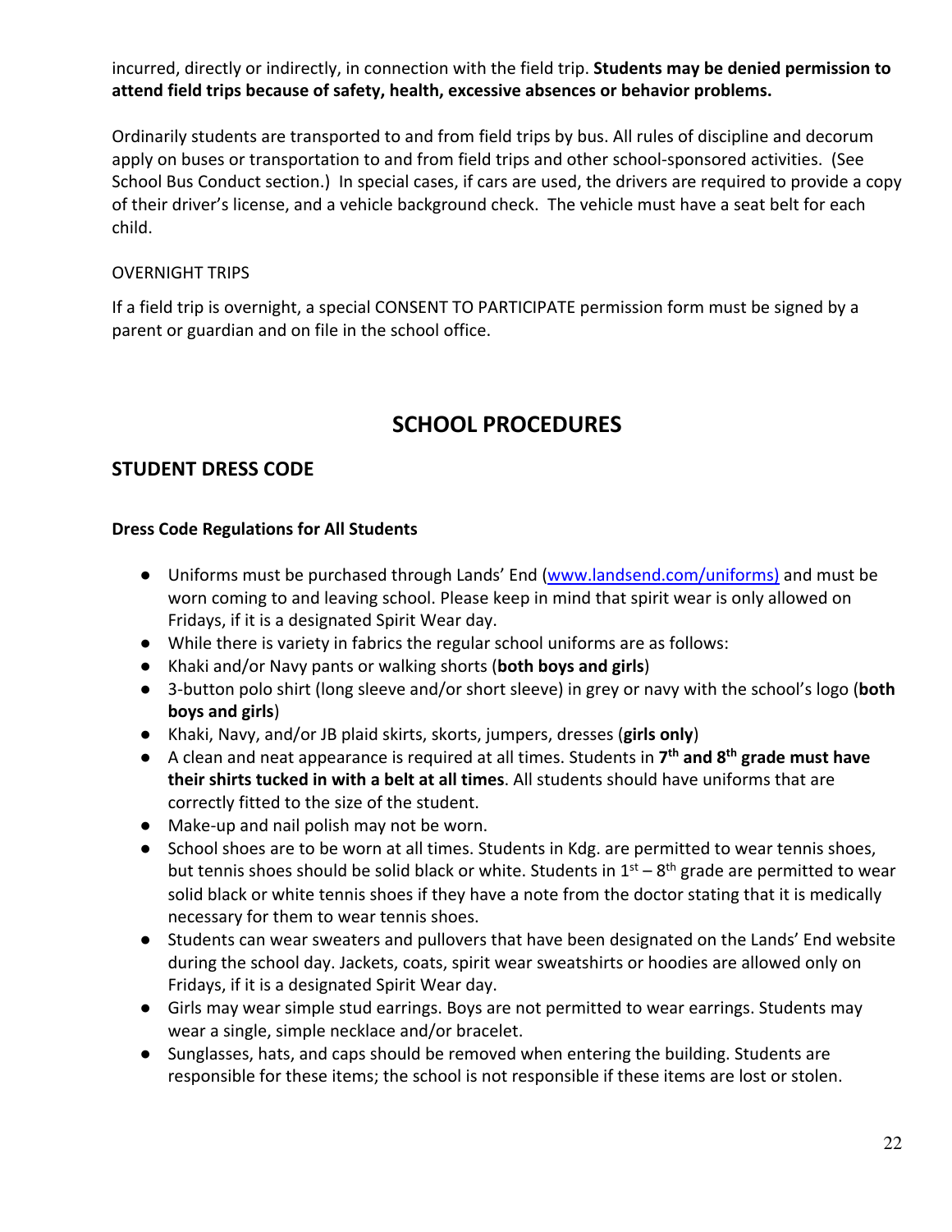incurred, directly or indirectly, in connection with the field trip. **Students may be denied permission to attend field trips because of safety, health, excessive absences or behavior problems.**

Ordinarily students are transported to and from field trips by bus. All rules of discipline and decorum apply on buses or transportation to and from field trips and other school-sponsored activities. (See School Bus Conduct section.) In special cases, if cars are used, the drivers are required to provide a copy of their driver's license, and a vehicle background check. The vehicle must have a seat belt for each child.

OVERNIGHT TRIPS

If a field trip is overnight, a special CONSENT TO PARTICIPATE permission form must be signed by a parent or guardian and on file in the school office.

# SCHOOL PROCEDURES

## STUDENT DRESS CODE

### Dress Code Regulations for All Students

- Uniforms must be purchased through Lands' End ([www.landsend.com/uniforms)](www.landsend.com/uniforms) and must be worn coming to and leaving school. Please keep in mind that spirit wear is only allowed on Fridays, if it is a designated Spirit Wear day.
- While there is variety in fabrics the regular school uniforms are as follows:
- Khaki and/or Navy pants or walking shorts (**both boys and girls**)
- 3-button polo shirt (long sleeve and/or short sleeve) in grey or navy with the school's logo (**both boys and girls**)
- Khaki, Navy, and/or JB plaid skirts, skorts, jumpers, dresses (**girls only**)
- A clean and neat appearance is required at all times. Students in **7th and 8th grade must have their shirts tucked in with a belt at all times**. All students should have uniforms that are correctly fitted to the size of the student.
- Make-up and nail polish may not be worn.
- School shoes are to be worn at all times. Students in Kdg. are permitted to wear tennis shoes, but tennis shoes should be solid black or white. Students in 1st – 8th grade are permitted to wear solid black or white tennis shoes if they have a note from the doctor stating that it is medically necessary for them to wear tennis shoes.
- Students can wear sweaters and pullovers that have been designated on the Lands' End website during the school day. Jackets, coats, spirit wear sweatshirts or hoodies are allowed only on Fridays, if it is a designated Spirit Wear day.
- Girls may wear simple stud earrings. Boys are not permitted to wear earrings. Students may wear a single, simple necklace and/or bracelet.
- Sunglasses, hats, and caps should be removed when entering the building. Students are responsible for these items; the school is not responsible if these items are lost or stolen.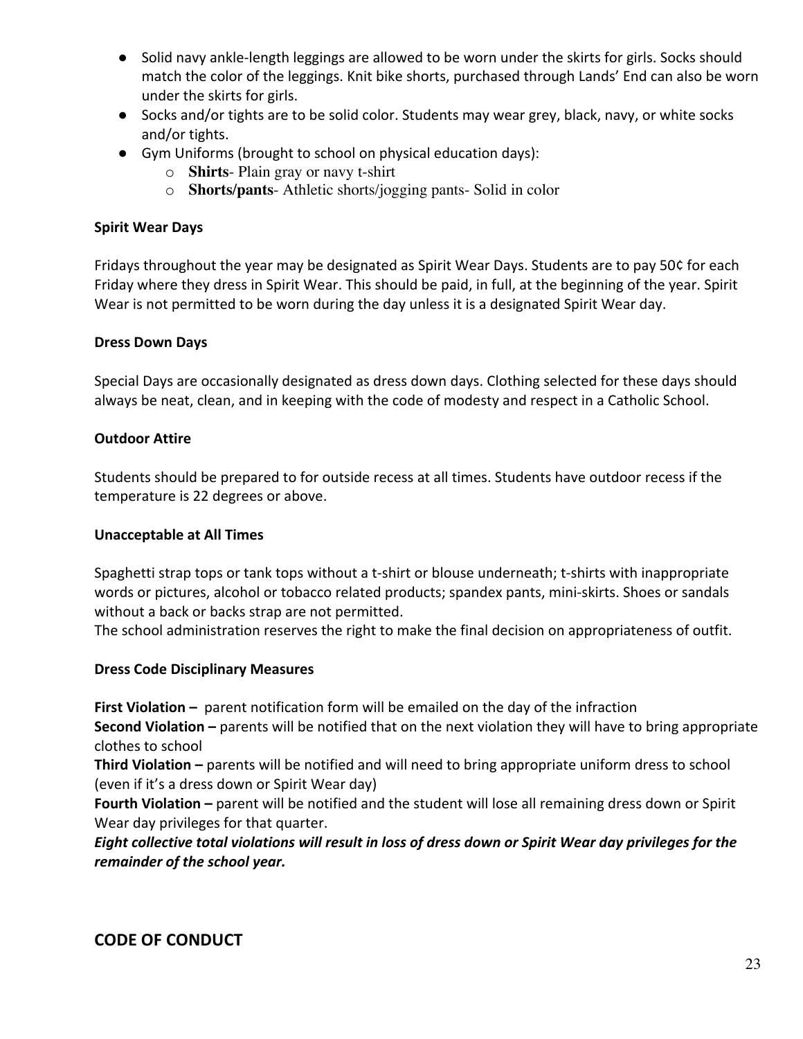- Solid navy ankle-length leggings are allowed to be worn under the skirts for girls. Socks should match the color of the leggings. Knit bike shorts, purchased through Lands' End can also be worn under the skirts for girls.
- Socks and/or tights are to be solid color. Students may wear grey, black, navy, or white socks and/or tights.
- Gym Uniforms (brought to school on physical education days):
  - **Shirts**- Plain gray or navy t-shirt
  - **Shorts/pants**- Athletic shorts/jogging pants- Solid in color

**Spirit Wear Days**

Fridays throughout the year may be designated as Spirit Wear Days. Students are to pay 50¢ for each Friday where they dress in Spirit Wear. This should be paid, in full, at the beginning of the year. Spirit Wear is not permitted to be worn during the day unless it is a designated Spirit Wear day.

**Dress Down Days**

Special Days are occasionally designated as dress down days. Clothing selected for these days should always be neat, clean, and in keeping with the code of modesty and respect in a Catholic School.

**Outdoor Attire**

Students should be prepared to for outside recess at all times. Students have outdoor recess if the temperature is 22 degrees or above.

**Unacceptable at All Times**

Spaghetti strap tops or tank tops without a t-shirt or blouse underneath; t-shirts with inappropriate words or pictures, alcohol or tobacco related products; spandex pants, mini-skirts. Shoes or sandals without a back or backs strap are not permitted.
The school administration reserves the right to make the final decision on appropriateness of outfit.

**Dress Code Disciplinary Measures**

**First Violation –** parent notification form will be emailed on the day of the infraction
**Second Violation –** parents will be notified that on the next violation they will have to bring appropriate clothes to school
**Third Violation –** parents will be notified and will need to bring appropriate uniform dress to school (even if it's a dress down or Spirit Wear day)
**Fourth Violation –** parent will be notified and the student will lose all remaining dress down or Spirit Wear day privileges for that quarter.
***Eight collective total violations will result in loss of dress down or Spirit Wear day privileges for the remainder of the school year.***

## CODE OF CONDUCT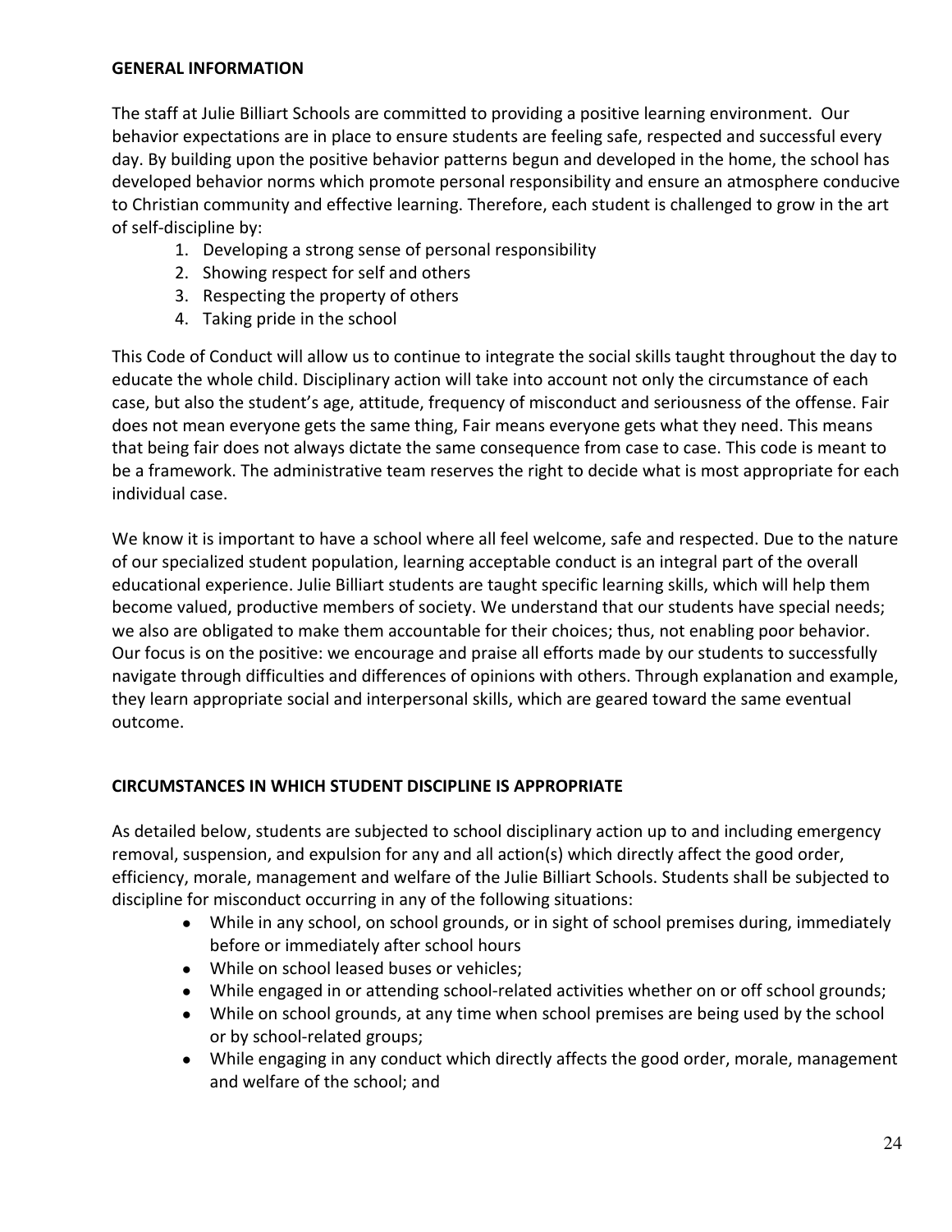## GENERAL INFORMATION

The staff at Julie Billiart Schools are committed to providing a positive learning environment. Our behavior expectations are in place to ensure students are feeling safe, respected and successful every day. By building upon the positive behavior patterns begun and developed in the home, the school has developed behavior norms which promote personal responsibility and ensure an atmosphere conducive to Christian community and effective learning. Therefore, each student is challenged to grow in the art of self-discipline by:

1. Developing a strong sense of personal responsibility
2. Showing respect for self and others
3. Respecting the property of others
4. Taking pride in the school

This Code of Conduct will allow us to continue to integrate the social skills taught throughout the day to educate the whole child. Disciplinary action will take into account not only the circumstance of each case, but also the student's age, attitude, frequency of misconduct and seriousness of the offense. Fair does not mean everyone gets the same thing, Fair means everyone gets what they need. This means that being fair does not always dictate the same consequence from case to case. This code is meant to be a framework. The administrative team reserves the right to decide what is most appropriate for each individual case.

We know it is important to have a school where all feel welcome, safe and respected. Due to the nature of our specialized student population, learning acceptable conduct is an integral part of the overall educational experience. Julie Billiart students are taught specific learning skills, which will help them become valued, productive members of society. We understand that our students have special needs; we also are obligated to make them accountable for their choices; thus, not enabling poor behavior. Our focus is on the positive: we encourage and praise all efforts made by our students to successfully navigate through difficulties and differences of opinions with others. Through explanation and example, they learn appropriate social and interpersonal skills, which are geared toward the same eventual outcome.

## CIRCUMSTANCES IN WHICH STUDENT DISCIPLINE IS APPROPRIATE

As detailed below, students are subjected to school disciplinary action up to and including emergency removal, suspension, and expulsion for any and all action(s) which directly affect the good order, efficiency, morale, management and welfare of the Julie Billiart Schools. Students shall be subjected to discipline for misconduct occurring in any of the following situations:

- While in any school, on school grounds, or in sight of school premises during, immediately before or immediately after school hours
- While on school leased buses or vehicles;
- While engaged in or attending school-related activities whether on or off school grounds;
- While on school grounds, at any time when school premises are being used by the school or by school-related groups;
- While engaging in any conduct which directly affects the good order, morale, management and welfare of the school; and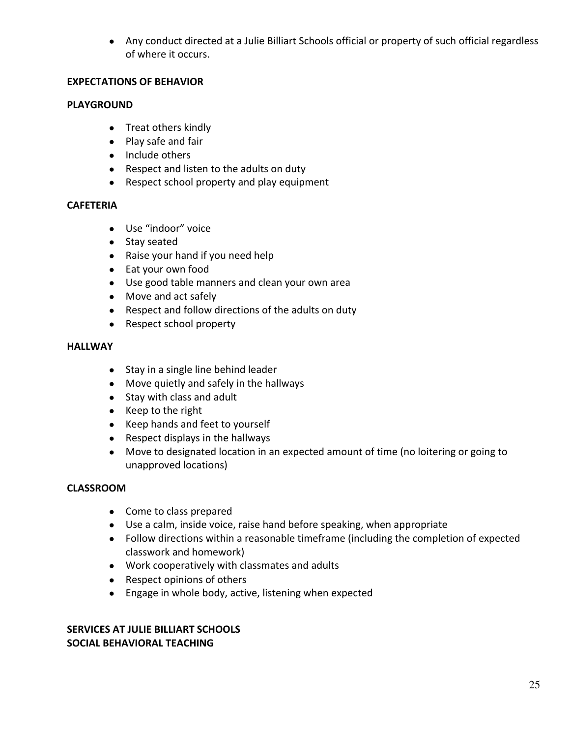- Any conduct directed at a Julie Billiart Schools official or property of such official regardless of where it occurs.

**EXPECTATIONS OF BEHAVIOR**

**PLAYGROUND**

- Treat others kindly
- Play safe and fair
- Include others
- Respect and listen to the adults on duty
- Respect school property and play equipment

**CAFETERIA**

- Use "indoor" voice
- Stay seated
- Raise your hand if you need help
- Eat your own food
- Use good table manners and clean your own area
- Move and act safely
- Respect and follow directions of the adults on duty
- Respect school property

**HALLWAY**

- Stay in a single line behind leader
- Move quietly and safely in the hallways
- Stay with class and adult
- Keep to the right
- Keep hands and feet to yourself
- Respect displays in the hallways
- Move to designated location in an expected amount of time (no loitering or going to unapproved locations)

**CLASSROOM**

- Come to class prepared
- Use a calm, inside voice, raise hand before speaking, when appropriate
- Follow directions within a reasonable timeframe (including the completion of expected classwork and homework)
- Work cooperatively with classmates and adults
- Respect opinions of others
- Engage in whole body, active, listening when expected

**SERVICES AT JULIE BILLIART SCHOOLS**
**SOCIAL BEHAVIORAL TEACHING**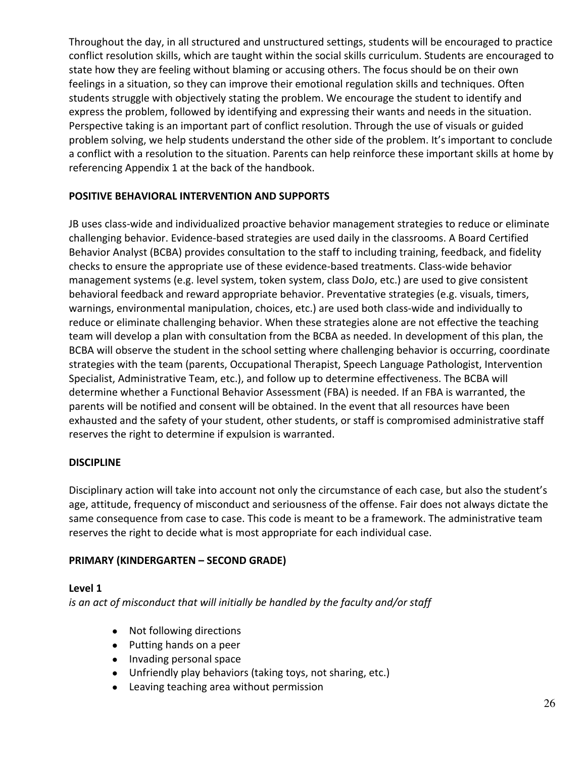Throughout the day, in all structured and unstructured settings, students will be encouraged to practice conflict resolution skills, which are taught within the social skills curriculum. Students are encouraged to state how they are feeling without blaming or accusing others. The focus should be on their own feelings in a situation, so they can improve their emotional regulation skills and techniques. Often students struggle with objectively stating the problem. We encourage the student to identify and express the problem, followed by identifying and expressing their wants and needs in the situation. Perspective taking is an important part of conflict resolution. Through the use of visuals or guided problem solving, we help students understand the other side of the problem. It's important to conclude a conflict with a resolution to the situation. Parents can help reinforce these important skills at home by referencing Appendix 1 at the back of the handbook.

**POSITIVE BEHAVIORAL INTERVENTION AND SUPPORTS**

JB uses class-wide and individualized proactive behavior management strategies to reduce or eliminate challenging behavior. Evidence-based strategies are used daily in the classrooms. A Board Certified Behavior Analyst (BCBA) provides consultation to the staff to including training, feedback, and fidelity checks to ensure the appropriate use of these evidence-based treatments. Class-wide behavior management systems (e.g. level system, token system, class DoJo, etc.) are used to give consistent behavioral feedback and reward appropriate behavior. Preventative strategies (e.g. visuals, timers, warnings, environmental manipulation, choices, etc.) are used both class-wide and individually to reduce or eliminate challenging behavior. When these strategies alone are not effective the teaching team will develop a plan with consultation from the BCBA as needed. In development of this plan, the BCBA will observe the student in the school setting where challenging behavior is occurring, coordinate strategies with the team (parents, Occupational Therapist, Speech Language Pathologist, Intervention Specialist, Administrative Team, etc.), and follow up to determine effectiveness. The BCBA will determine whether a Functional Behavior Assessment (FBA) is needed. If an FBA is warranted, the parents will be notified and consent will be obtained. In the event that all resources have been exhausted and the safety of your student, other students, or staff is compromised administrative staff reserves the right to determine if expulsion is warranted.

**DISCIPLINE**

Disciplinary action will take into account not only the circumstance of each case, but also the student's age, attitude, frequency of misconduct and seriousness of the offense. Fair does not always dictate the same consequence from case to case. This code is meant to be a framework. The administrative team reserves the right to decide what is most appropriate for each individual case.

**PRIMARY (KINDERGARTEN – SECOND GRADE)**

**Level 1**
*is an act of misconduct that will initially be handled by the faculty and/or staff*

- Not following directions
- Putting hands on a peer
- Invading personal space
- Unfriendly play behaviors (taking toys, not sharing, etc.)
- Leaving teaching area without permission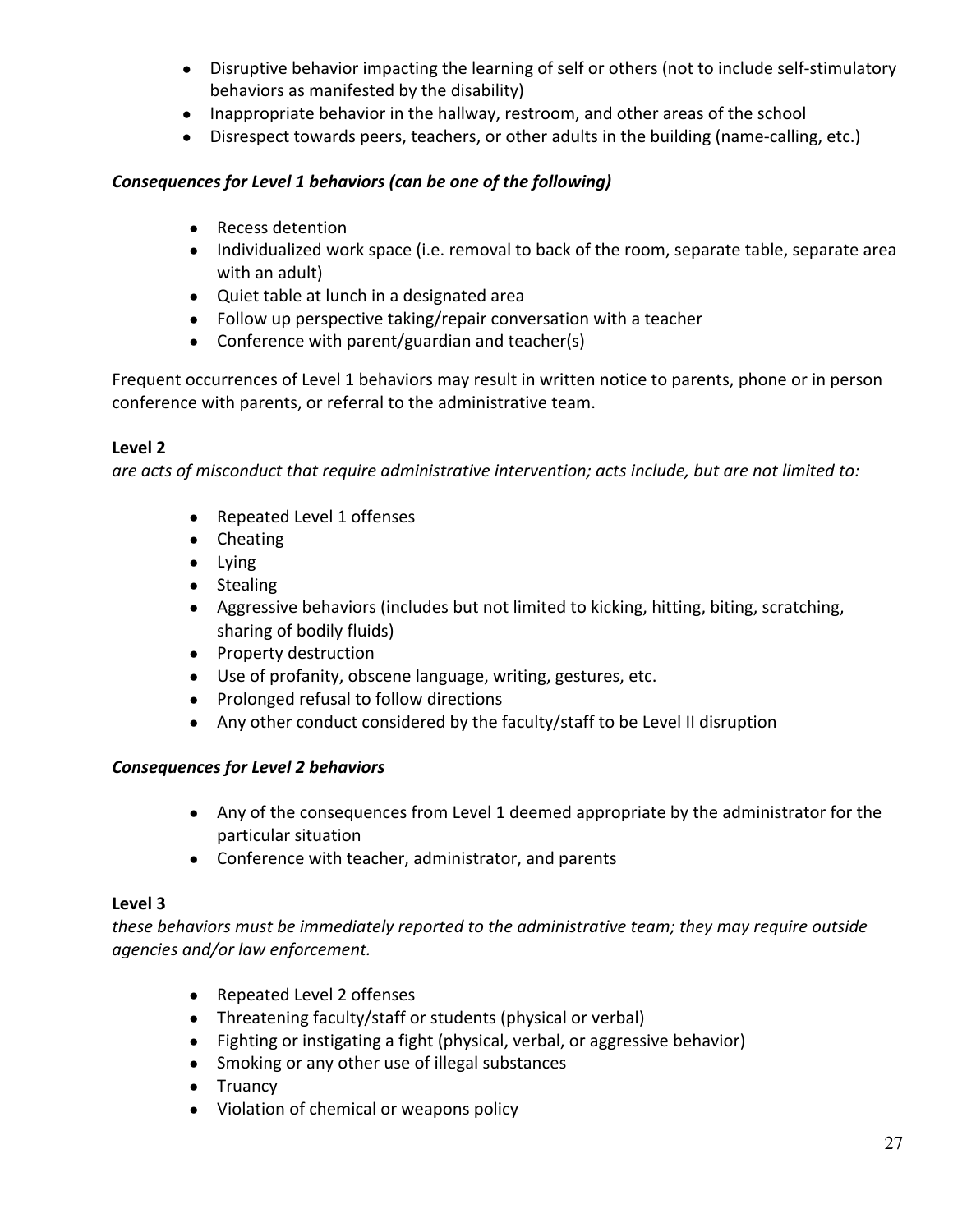- Disruptive behavior impacting the learning of self or others (not to include self-stimulatory behaviors as manifested by the disability)
- Inappropriate behavior in the hallway, restroom, and other areas of the school
- Disrespect towards peers, teachers, or other adults in the building (name-calling, etc.)

***Consequences for Level 1 behaviors (can be one of the following)***

- Recess detention
- Individualized work space (i.e. removal to back of the room, separate table, separate area with an adult)
- Quiet table at lunch in a designated area
- Follow up perspective taking/repair conversation with a teacher
- Conference with parent/guardian and teacher(s)

Frequent occurrences of Level 1 behaviors may result in written notice to parents, phone or in person conference with parents, or referral to the administrative team.

**Level 2**

*are acts of misconduct that require administrative intervention; acts include, but are not limited to:*

- Repeated Level 1 offenses
- Cheating
- Lying
- Stealing
- Aggressive behaviors (includes but not limited to kicking, hitting, biting, scratching, sharing of bodily fluids)
- Property destruction
- Use of profanity, obscene language, writing, gestures, etc.
- Prolonged refusal to follow directions
- Any other conduct considered by the faculty/staff to be Level II disruption

***Consequences for Level 2 behaviors***

- Any of the consequences from Level 1 deemed appropriate by the administrator for the particular situation
- Conference with teacher, administrator, and parents

**Level 3**

*these behaviors must be immediately reported to the administrative team; they may require outside agencies and/or law enforcement.*

- Repeated Level 2 offenses
- Threatening faculty/staff or students (physical or verbal)
- Fighting or instigating a fight (physical, verbal, or aggressive behavior)
- Smoking or any other use of illegal substances
- Truancy
- Violation of chemical or weapons policy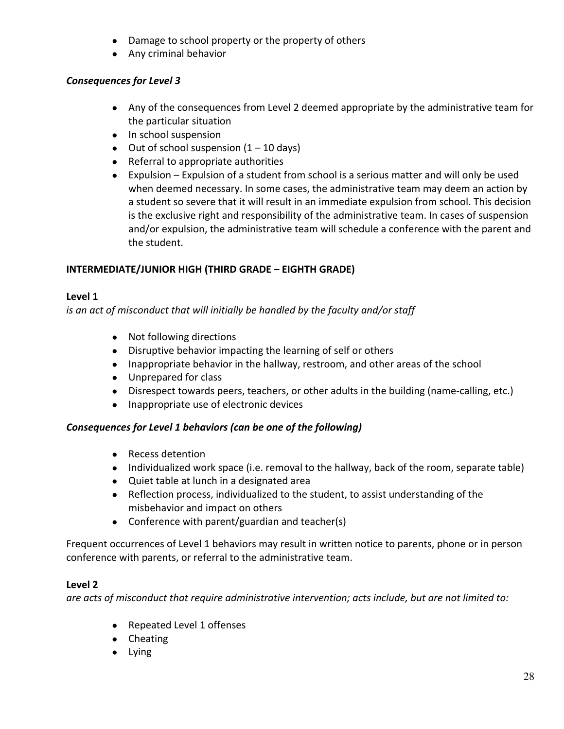- Damage to school property or the property of others
- Any criminal behavior

***Consequences for Level 3***

- Any of the consequences from Level 2 deemed appropriate by the administrative team for the particular situation
- In school suspension
- Out of school suspension (1 – 10 days)
- Referral to appropriate authorities
- Expulsion – Expulsion of a student from school is a serious matter and will only be used when deemed necessary. In some cases, the administrative team may deem an action by a student so severe that it will result in an immediate expulsion from school. This decision is the exclusive right and responsibility of the administrative team. In cases of suspension and/or expulsion, the administrative team will schedule a conference with the parent and the student.

**INTERMEDIATE/JUNIOR HIGH (THIRD GRADE – EIGHTH GRADE)**

**Level 1**

*is an act of misconduct that will initially be handled by the faculty and/or staff*

- Not following directions
- Disruptive behavior impacting the learning of self or others
- Inappropriate behavior in the hallway, restroom, and other areas of the school
- Unprepared for class
- Disrespect towards peers, teachers, or other adults in the building (name-calling, etc.)
- Inappropriate use of electronic devices

***Consequences for Level 1 behaviors (can be one of the following)***

- Recess detention
- Individualized work space (i.e. removal to the hallway, back of the room, separate table)
- Quiet table at lunch in a designated area
- Reflection process, individualized to the student, to assist understanding of the misbehavior and impact on others
- Conference with parent/guardian and teacher(s)

Frequent occurrences of Level 1 behaviors may result in written notice to parents, phone or in person conference with parents, or referral to the administrative team.

**Level 2**

*are acts of misconduct that require administrative intervention; acts include, but are not limited to:*

- Repeated Level 1 offenses
- Cheating
- Lying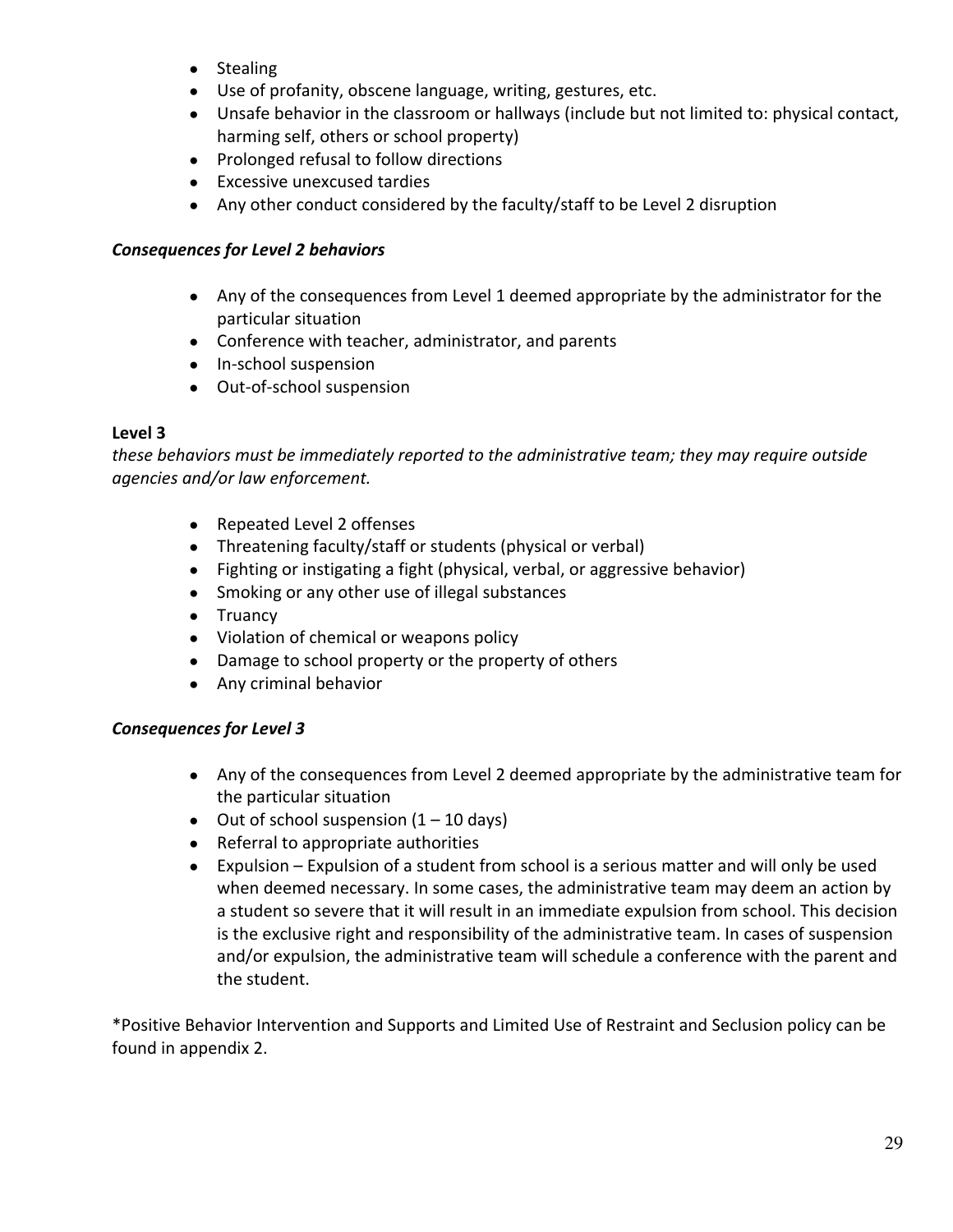- Stealing
- Use of profanity, obscene language, writing, gestures, etc.
- Unsafe behavior in the classroom or hallways (include but not limited to: physical contact, harming self, others or school property)
- Prolonged refusal to follow directions
- Excessive unexcused tardies
- Any other conduct considered by the faculty/staff to be Level 2 disruption

***Consequences for Level 2 behaviors***

- Any of the consequences from Level 1 deemed appropriate by the administrator for the particular situation
- Conference with teacher, administrator, and parents
- In-school suspension
- Out-of-school suspension

**Level 3**

*these behaviors must be immediately reported to the administrative team; they may require outside agencies and/or law enforcement.*

- Repeated Level 2 offenses
- Threatening faculty/staff or students (physical or verbal)
- Fighting or instigating a fight (physical, verbal, or aggressive behavior)
- Smoking or any other use of illegal substances
- Truancy
- Violation of chemical or weapons policy
- Damage to school property or the property of others
- Any criminal behavior

***Consequences for Level 3***

- Any of the consequences from Level 2 deemed appropriate by the administrative team for the particular situation
- Out of school suspension (1 – 10 days)
- Referral to appropriate authorities
- Expulsion – Expulsion of a student from school is a serious matter and will only be used when deemed necessary. In some cases, the administrative team may deem an action by a student so severe that it will result in an immediate expulsion from school. This decision is the exclusive right and responsibility of the administrative team. In cases of suspension and/or expulsion, the administrative team will schedule a conference with the parent and the student.

*Positive Behavior Intervention and Supports and Limited Use of Restraint and Seclusion policy can be found in appendix 2.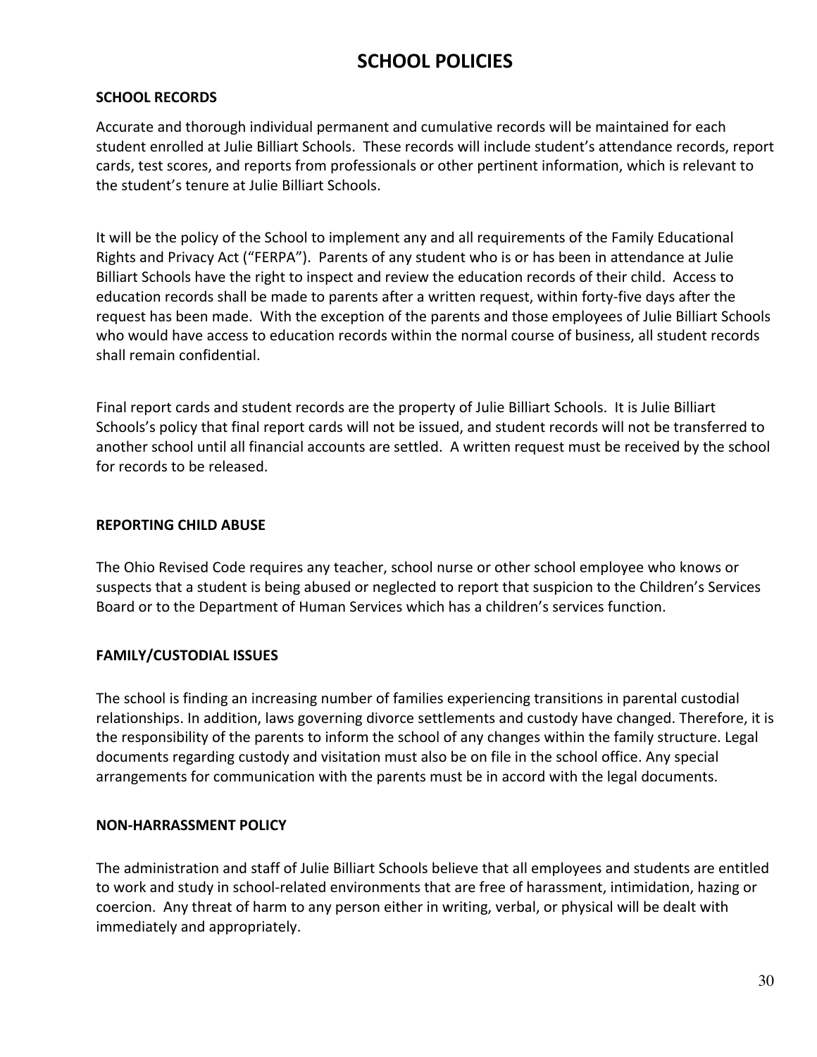# SCHOOL POLICIES

## SCHOOL RECORDS

Accurate and thorough individual permanent and cumulative records will be maintained for each student enrolled at Julie Billiart Schools. These records will include student's attendance records, report cards, test scores, and reports from professionals or other pertinent information, which is relevant to the student's tenure at Julie Billiart Schools.

It will be the policy of the School to implement any and all requirements of the Family Educational Rights and Privacy Act ("FERPA"). Parents of any student who is or has been in attendance at Julie Billiart Schools have the right to inspect and review the education records of their child. Access to education records shall be made to parents after a written request, within forty-five days after the request has been made. With the exception of the parents and those employees of Julie Billiart Schools who would have access to education records within the normal course of business, all student records shall remain confidential.

Final report cards and student records are the property of Julie Billiart Schools. It is Julie Billiart Schools's policy that final report cards will not be issued, and student records will not be transferred to another school until all financial accounts are settled. A written request must be received by the school for records to be released.

## REPORTING CHILD ABUSE

The Ohio Revised Code requires any teacher, school nurse or other school employee who knows or suspects that a student is being abused or neglected to report that suspicion to the Children's Services Board or to the Department of Human Services which has a children's services function.

## FAMILY/CUSTODIAL ISSUES

The school is finding an increasing number of families experiencing transitions in parental custodial relationships. In addition, laws governing divorce settlements and custody have changed. Therefore, it is the responsibility of the parents to inform the school of any changes within the family structure. Legal documents regarding custody and visitation must also be on file in the school office. Any special arrangements for communication with the parents must be in accord with the legal documents.

## NON-HARRASSMENT POLICY

The administration and staff of Julie Billiart Schools believe that all employees and students are entitled to work and study in school-related environments that are free of harassment, intimidation, hazing or coercion. Any threat of harm to any person either in writing, verbal, or physical will be dealt with immediately and appropriately.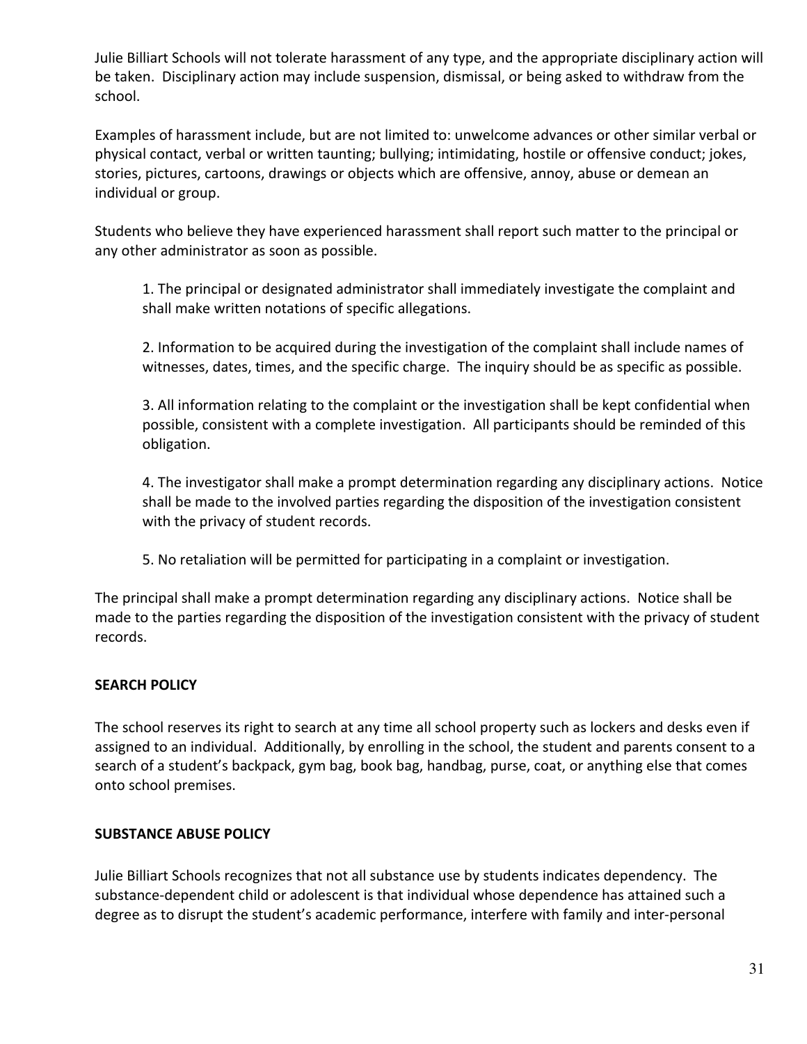Julie Billiart Schools will not tolerate harassment of any type, and the appropriate disciplinary action will be taken. Disciplinary action may include suspension, dismissal, or being asked to withdraw from the school.

Examples of harassment include, but are not limited to: unwelcome advances or other similar verbal or physical contact, verbal or written taunting; bullying; intimidating, hostile or offensive conduct; jokes, stories, pictures, cartoons, drawings or objects which are offensive, annoy, abuse or demean an individual or group.

Students who believe they have experienced harassment shall report such matter to the principal or any other administrator as soon as possible.

1. The principal or designated administrator shall immediately investigate the complaint and shall make written notations of specific allegations.

2. Information to be acquired during the investigation of the complaint shall include names of witnesses, dates, times, and the specific charge. The inquiry should be as specific as possible.

3. All information relating to the complaint or the investigation shall be kept confidential when possible, consistent with a complete investigation. All participants should be reminded of this obligation.

4. The investigator shall make a prompt determination regarding any disciplinary actions. Notice shall be made to the involved parties regarding the disposition of the investigation consistent with the privacy of student records.

5. No retaliation will be permitted for participating in a complaint or investigation.

The principal shall make a prompt determination regarding any disciplinary actions. Notice shall be made to the parties regarding the disposition of the investigation consistent with the privacy of student records.

**SEARCH POLICY**

The school reserves its right to search at any time all school property such as lockers and desks even if assigned to an individual. Additionally, by enrolling in the school, the student and parents consent to a search of a student's backpack, gym bag, book bag, handbag, purse, coat, or anything else that comes onto school premises.

**SUBSTANCE ABUSE POLICY**

Julie Billiart Schools recognizes that not all substance use by students indicates dependency. The substance-dependent child or adolescent is that individual whose dependence has attained such a degree as to disrupt the student's academic performance, interfere with family and inter-personal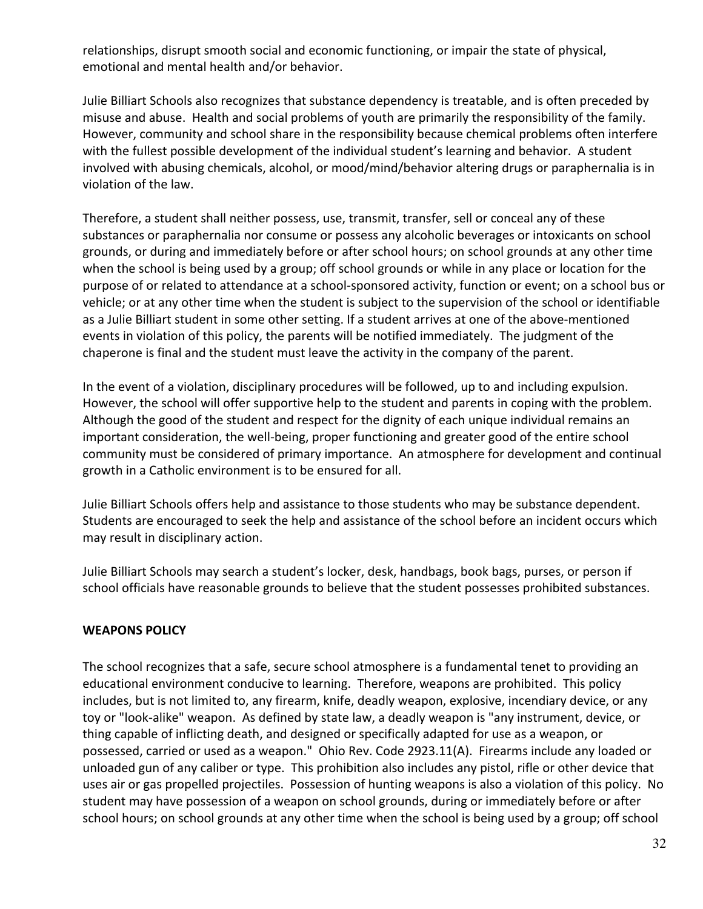relationships, disrupt smooth social and economic functioning, or impair the state of physical, emotional and mental health and/or behavior.

Julie Billiart Schools also recognizes that substance dependency is treatable, and is often preceded by misuse and abuse. Health and social problems of youth are primarily the responsibility of the family. However, community and school share in the responsibility because chemical problems often interfere with the fullest possible development of the individual student's learning and behavior. A student involved with abusing chemicals, alcohol, or mood/mind/behavior altering drugs or paraphernalia is in violation of the law.

Therefore, a student shall neither possess, use, transmit, transfer, sell or conceal any of these substances or paraphernalia nor consume or possess any alcoholic beverages or intoxicants on school grounds, or during and immediately before or after school hours; on school grounds at any other time when the school is being used by a group; off school grounds or while in any place or location for the purpose of or related to attendance at a school-sponsored activity, function or event; on a school bus or vehicle; or at any other time when the student is subject to the supervision of the school or identifiable as a Julie Billiart student in some other setting. If a student arrives at one of the above-mentioned events in violation of this policy, the parents will be notified immediately. The judgment of the chaperone is final and the student must leave the activity in the company of the parent.

In the event of a violation, disciplinary procedures will be followed, up to and including expulsion. However, the school will offer supportive help to the student and parents in coping with the problem. Although the good of the student and respect for the dignity of each unique individual remains an important consideration, the well-being, proper functioning and greater good of the entire school community must be considered of primary importance. An atmosphere for development and continual growth in a Catholic environment is to be ensured for all.

Julie Billiart Schools offers help and assistance to those students who may be substance dependent. Students are encouraged to seek the help and assistance of the school before an incident occurs which may result in disciplinary action.

Julie Billiart Schools may search a student's locker, desk, handbags, book bags, purses, or person if school officials have reasonable grounds to believe that the student possesses prohibited substances.

**WEAPONS POLICY**

The school recognizes that a safe, secure school atmosphere is a fundamental tenet to providing an educational environment conducive to learning. Therefore, weapons are prohibited. This policy includes, but is not limited to, any firearm, knife, deadly weapon, explosive, incendiary device, or any toy or "look-alike" weapon. As defined by state law, a deadly weapon is "any instrument, device, or thing capable of inflicting death, and designed or specifically adapted for use as a weapon, or possessed, carried or used as a weapon." Ohio Rev. Code 2923.11(A). Firearms include any loaded or unloaded gun of any caliber or type. This prohibition also includes any pistol, rifle or other device that uses air or gas propelled projectiles. Possession of hunting weapons is also a violation of this policy. No student may have possession of a weapon on school grounds, during or immediately before or after school hours; on school grounds at any other time when the school is being used by a group; off school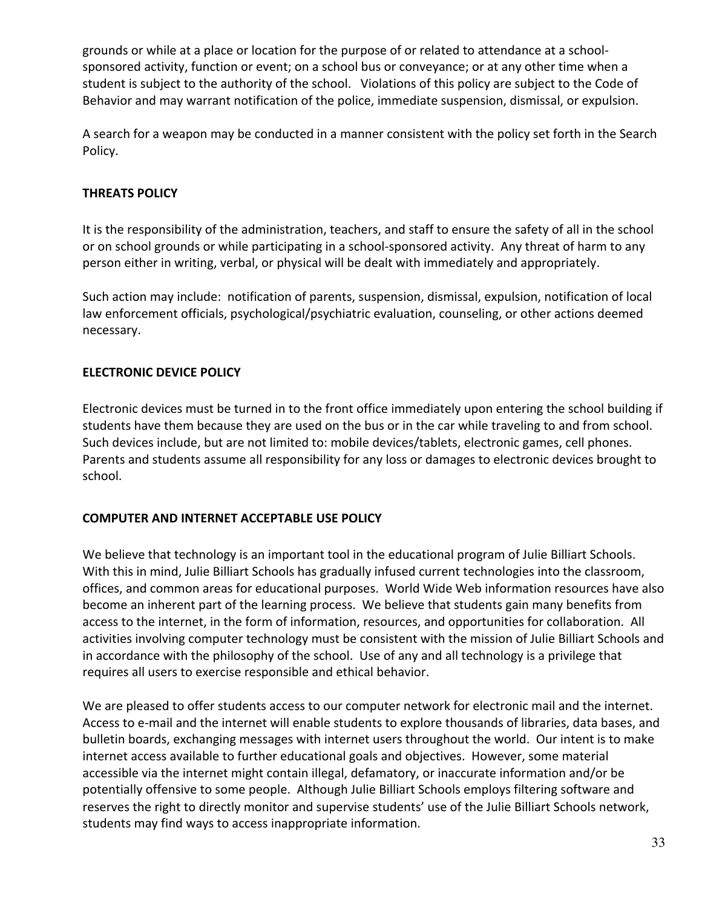grounds or while at a place or location for the purpose of or related to attendance at a school-sponsored activity, function or event; on a school bus or conveyance; or at any other time when a student is subject to the authority of the school. Violations of this policy are subject to the Code of Behavior and may warrant notification of the police, immediate suspension, dismissal, or expulsion.

A search for a weapon may be conducted in a manner consistent with the policy set forth in the Search Policy.

**THREATS POLICY**

It is the responsibility of the administration, teachers, and staff to ensure the safety of all in the school or on school grounds or while participating in a school-sponsored activity. Any threat of harm to any person either in writing, verbal, or physical will be dealt with immediately and appropriately.

Such action may include: notification of parents, suspension, dismissal, expulsion, notification of local law enforcement officials, psychological/psychiatric evaluation, counseling, or other actions deemed necessary.

**ELECTRONIC DEVICE POLICY**

Electronic devices must be turned in to the front office immediately upon entering the school building if students have them because they are used on the bus or in the car while traveling to and from school. Such devices include, but are not limited to: mobile devices/tablets, electronic games, cell phones. Parents and students assume all responsibility for any loss or damages to electronic devices brought to school.

**COMPUTER AND INTERNET ACCEPTABLE USE POLICY**

We believe that technology is an important tool in the educational program of Julie Billiart Schools. With this in mind, Julie Billiart Schools has gradually infused current technologies into the classroom, offices, and common areas for educational purposes. World Wide Web information resources have also become an inherent part of the learning process. We believe that students gain many benefits from access to the internet, in the form of information, resources, and opportunities for collaboration. All activities involving computer technology must be consistent with the mission of Julie Billiart Schools and in accordance with the philosophy of the school. Use of any and all technology is a privilege that requires all users to exercise responsible and ethical behavior.

We are pleased to offer students access to our computer network for electronic mail and the internet. Access to e-mail and the internet will enable students to explore thousands of libraries, data bases, and bulletin boards, exchanging messages with internet users throughout the world. Our intent is to make internet access available to further educational goals and objectives. However, some material accessible via the internet might contain illegal, defamatory, or inaccurate information and/or be potentially offensive to some people. Although Julie Billiart Schools employs filtering software and reserves the right to directly monitor and supervise students' use of the Julie Billiart Schools network, students may find ways to access inappropriate information.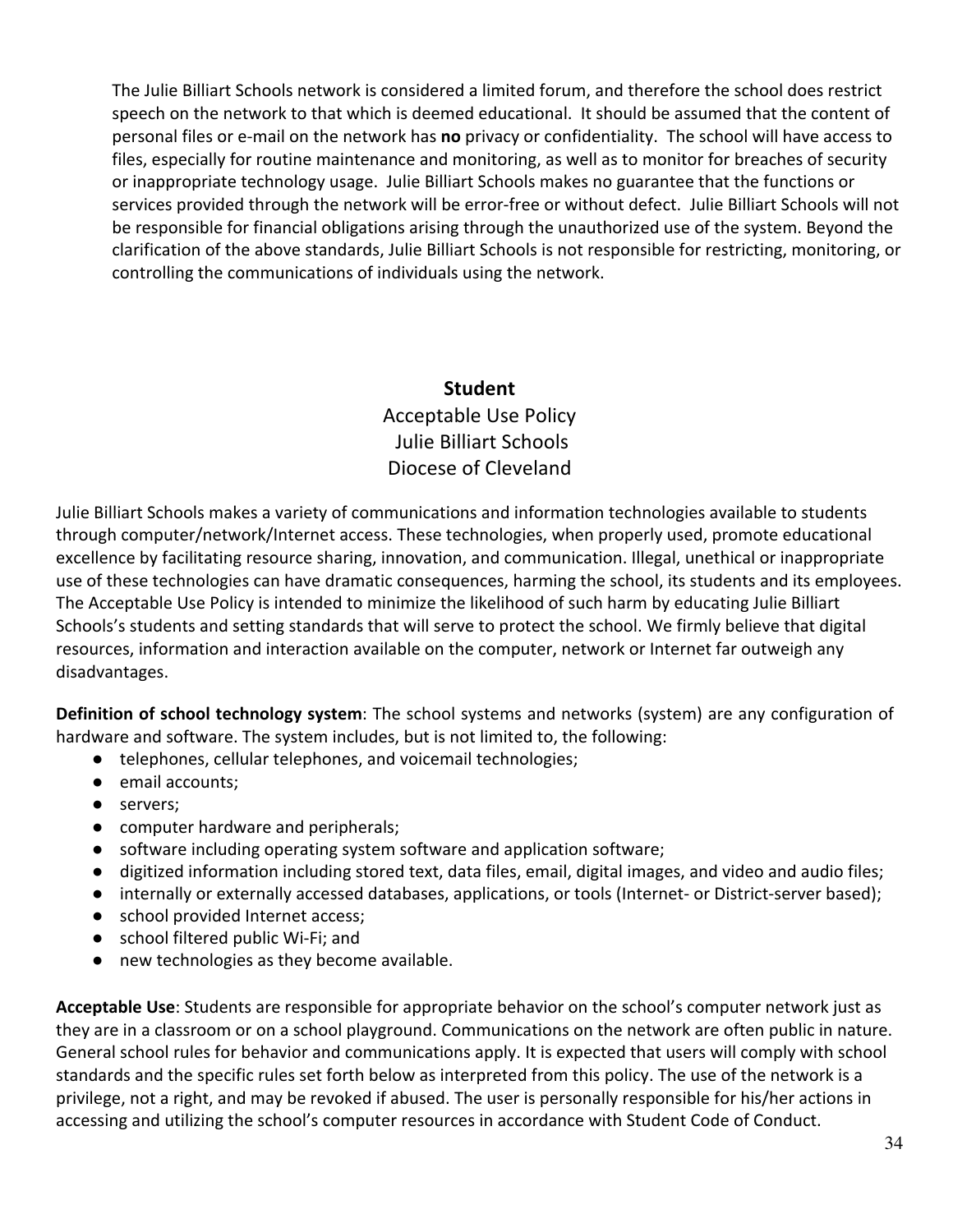The Julie Billiart Schools network is considered a limited forum, and therefore the school does restrict speech on the network to that which is deemed educational. It should be assumed that the content of personal files or e-mail on the network has **no** privacy or confidentiality. The school will have access to files, especially for routine maintenance and monitoring, as well as to monitor for breaches of security or inappropriate technology usage. Julie Billiart Schools makes no guarantee that the functions or services provided through the network will be error-free or without defect. Julie Billiart Schools will not be responsible for financial obligations arising through the unauthorized use of the system. Beyond the clarification of the above standards, Julie Billiart Schools is not responsible for restricting, monitoring, or controlling the communications of individuals using the network.

## Student

Acceptable Use Policy
Julie Billiart Schools
Diocese of Cleveland

Julie Billiart Schools makes a variety of communications and information technologies available to students through computer/network/Internet access. These technologies, when properly used, promote educational excellence by facilitating resource sharing, innovation, and communication. Illegal, unethical or inappropriate use of these technologies can have dramatic consequences, harming the school, its students and its employees. The Acceptable Use Policy is intended to minimize the likelihood of such harm by educating Julie Billiart Schools's students and setting standards that will serve to protect the school. We firmly believe that digital resources, information and interaction available on the computer, network or Internet far outweigh any disadvantages.

**Definition of school technology system**: The school systems and networks (system) are any configuration of hardware and software. The system includes, but is not limited to, the following:

- telephones, cellular telephones, and voicemail technologies;
- email accounts;
- servers;
- computer hardware and peripherals;
- software including operating system software and application software;
- digitized information including stored text, data files, email, digital images, and video and audio files;
- internally or externally accessed databases, applications, or tools (Internet- or District-server based);
- school provided Internet access;
- school filtered public Wi-Fi; and
- new technologies as they become available.

**Acceptable Use**: Students are responsible for appropriate behavior on the school's computer network just as they are in a classroom or on a school playground. Communications on the network are often public in nature. General school rules for behavior and communications apply. It is expected that users will comply with school standards and the specific rules set forth below as interpreted from this policy. The use of the network is a privilege, not a right, and may be revoked if abused. The user is personally responsible for his/her actions in accessing and utilizing the school's computer resources in accordance with Student Code of Conduct.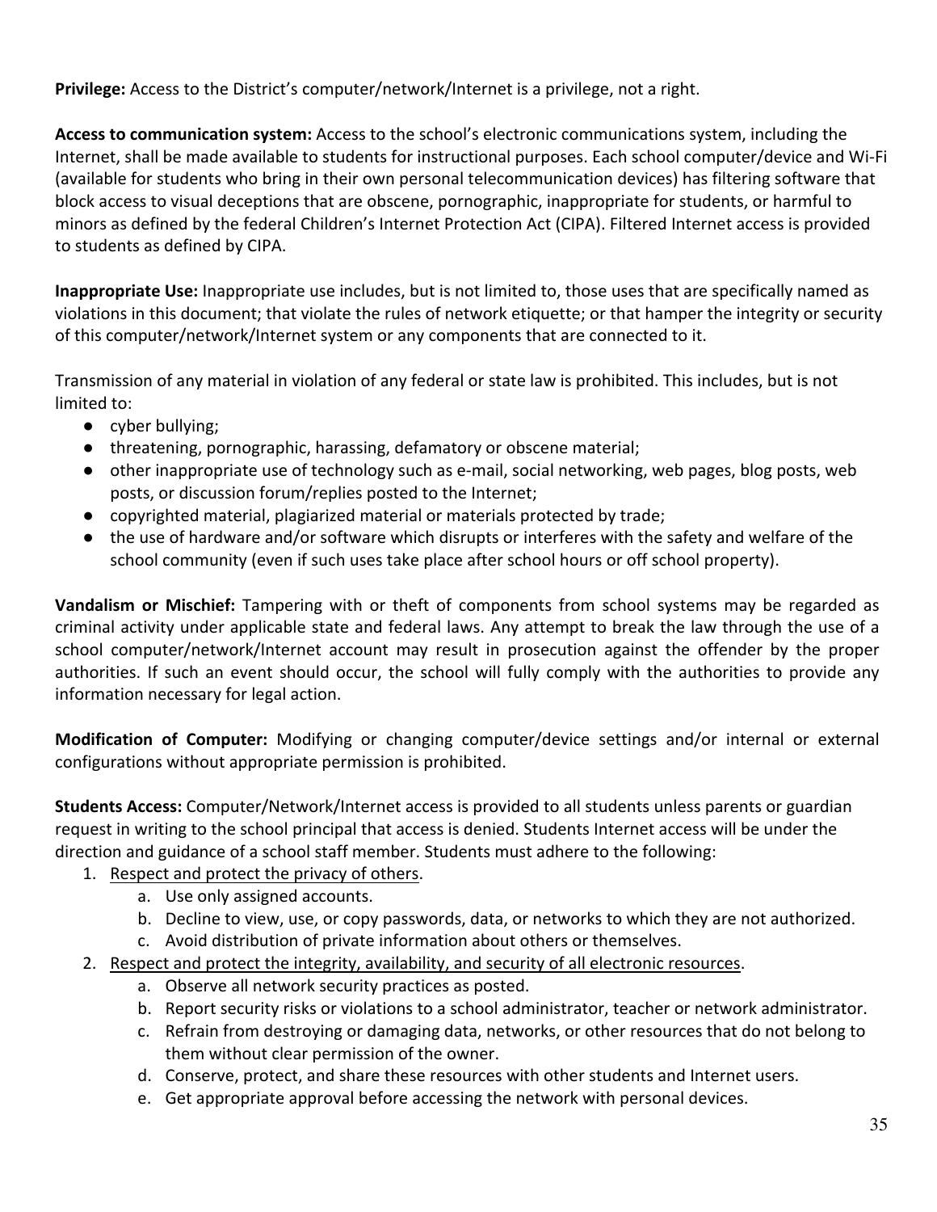**Privilege:** Access to the District's computer/network/Internet is a privilege, not a right.

**Access to communication system:** Access to the school's electronic communications system, including the Internet, shall be made available to students for instructional purposes. Each school computer/device and Wi-Fi (available for students who bring in their own personal telecommunication devices) has filtering software that block access to visual deceptions that are obscene, pornographic, inappropriate for students, or harmful to minors as defined by the federal Children's Internet Protection Act (CIPA). Filtered Internet access is provided to students as defined by CIPA.

**Inappropriate Use:** Inappropriate use includes, but is not limited to, those uses that are specifically named as violations in this document; that violate the rules of network etiquette; or that hamper the integrity or security of this computer/network/Internet system or any components that are connected to it.

Transmission of any material in violation of any federal or state law is prohibited. This includes, but is not limited to:

- cyber bullying;
- threatening, pornographic, harassing, defamatory or obscene material;
- other inappropriate use of technology such as e-mail, social networking, web pages, blog posts, web posts, or discussion forum/replies posted to the Internet;
- copyrighted material, plagiarized material or materials protected by trade;
- the use of hardware and/or software which disrupts or interferes with the safety and welfare of the school community (even if such uses take place after school hours or off school property).

**Vandalism or Mischief:** Tampering with or theft of components from school systems may be regarded as criminal activity under applicable state and federal laws. Any attempt to break the law through the use of a school computer/network/Internet account may result in prosecution against the offender by the proper authorities. If such an event should occur, the school will fully comply with the authorities to provide any information necessary for legal action.

**Modification of Computer:** Modifying or changing computer/device settings and/or internal or external configurations without appropriate permission is prohibited.

**Students Access:** Computer/Network/Internet access is provided to all students unless parents or guardian request in writing to the school principal that access is denied. Students Internet access will be under the direction and guidance of a school staff member. Students must adhere to the following:

1. <u>Respect and protect the privacy of others</u>.
    a. Use only assigned accounts.
    b. Decline to view, use, or copy passwords, data, or networks to which they are not authorized.
    c. Avoid distribution of private information about others or themselves.
2. <u>Respect and protect the integrity, availability, and security of all electronic resources</u>.
    a. Observe all network security practices as posted.
    b. Report security risks or violations to a school administrator, teacher or network administrator.
    c. Refrain from destroying or damaging data, networks, or other resources that do not belong to them without clear permission of the owner.
    d. Conserve, protect, and share these resources with other students and Internet users.
    e. Get appropriate approval before accessing the network with personal devices.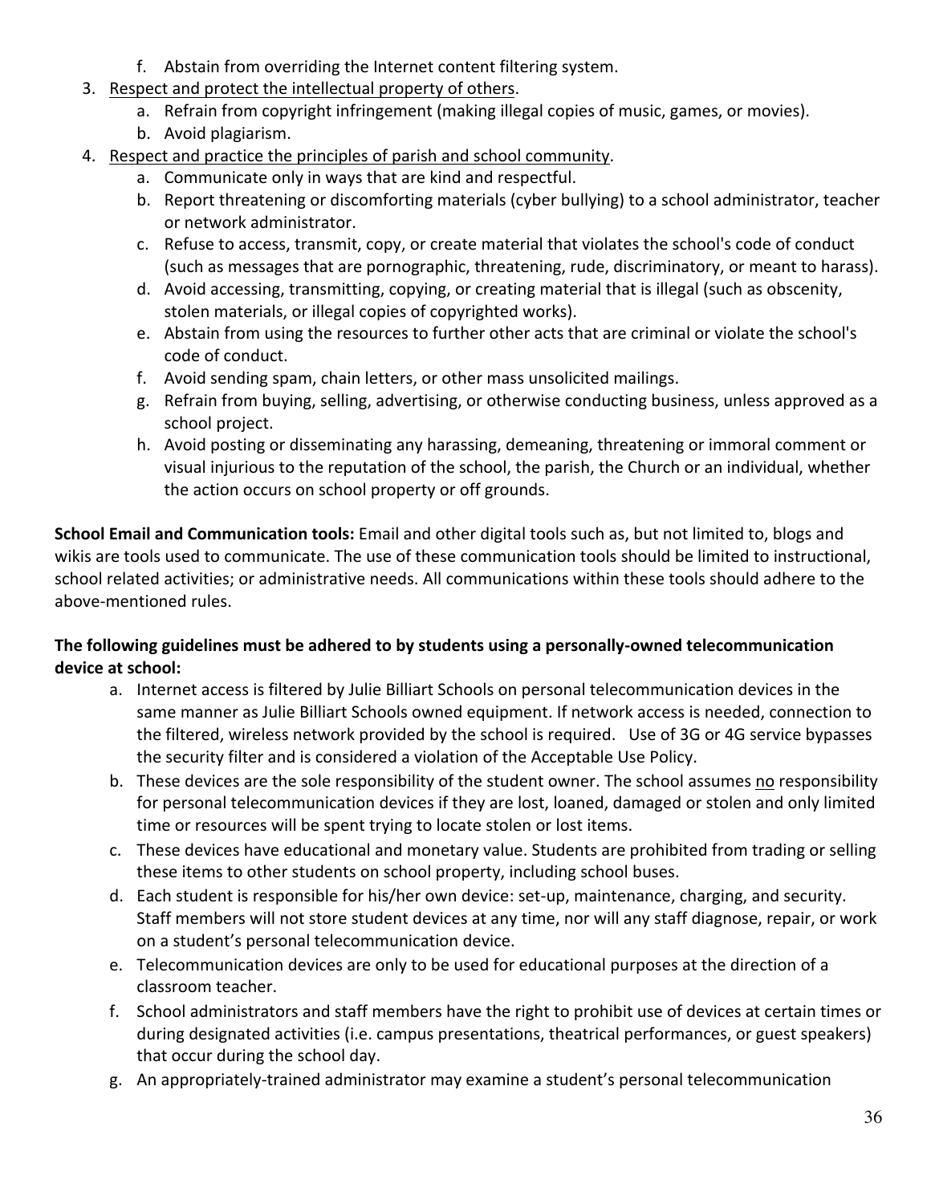f. Abstain from overriding the Internet content filtering system.

3. <u>Respect and protect the intellectual property of others</u>.
   a. Refrain from copyright infringement (making illegal copies of music, games, or movies).
   b. Avoid plagiarism.

4. <u>Respect and practice the principles of parish and school community</u>.
   a. Communicate only in ways that are kind and respectful.
   b. Report threatening or discomforting materials (cyber bullying) to a school administrator, teacher or network administrator.
   c. Refuse to access, transmit, copy, or create material that violates the school's code of conduct (such as messages that are pornographic, threatening, rude, discriminatory, or meant to harass).
   d. Avoid accessing, transmitting, copying, or creating material that is illegal (such as obscenity, stolen materials, or illegal copies of copyrighted works).
   e. Abstain from using the resources to further other acts that are criminal or violate the school's code of conduct.
   f. Avoid sending spam, chain letters, or other mass unsolicited mailings.
   g. Refrain from buying, selling, advertising, or otherwise conducting business, unless approved as a school project.
   h. Avoid posting or disseminating any harassing, demeaning, threatening or immoral comment or visual injurious to the reputation of the school, the parish, the Church or an individual, whether the action occurs on school property or off grounds.

**School Email and Communication tools:** Email and other digital tools such as, but not limited to, blogs and wikis are tools used to communicate. The use of these communication tools should be limited to instructional, school related activities; or administrative needs. All communications within these tools should adhere to the above-mentioned rules.

**The following guidelines must be adhered to by students using a personally-owned telecommunication device at school:**

a. Internet access is filtered by Julie Billiart Schools on personal telecommunication devices in the same manner as Julie Billiart Schools owned equipment. If network access is needed, connection to the filtered, wireless network provided by the school is required. Use of 3G or 4G service bypasses the security filter and is considered a violation of the Acceptable Use Policy.
b. These devices are the sole responsibility of the student owner. The school assumes <u>no</u> responsibility for personal telecommunication devices if they are lost, loaned, damaged or stolen and only limited time or resources will be spent trying to locate stolen or lost items.
c. These devices have educational and monetary value. Students are prohibited from trading or selling these items to other students on school property, including school buses.
d. Each student is responsible for his/her own device: set-up, maintenance, charging, and security. Staff members will not store student devices at any time, nor will any staff diagnose, repair, or work on a student's personal telecommunication device.
e. Telecommunication devices are only to be used for educational purposes at the direction of a classroom teacher.
f. School administrators and staff members have the right to prohibit use of devices at certain times or during designated activities (i.e. campus presentations, theatrical performances, or guest speakers) that occur during the school day.
g. An appropriately-trained administrator may examine a student's personal telecommunication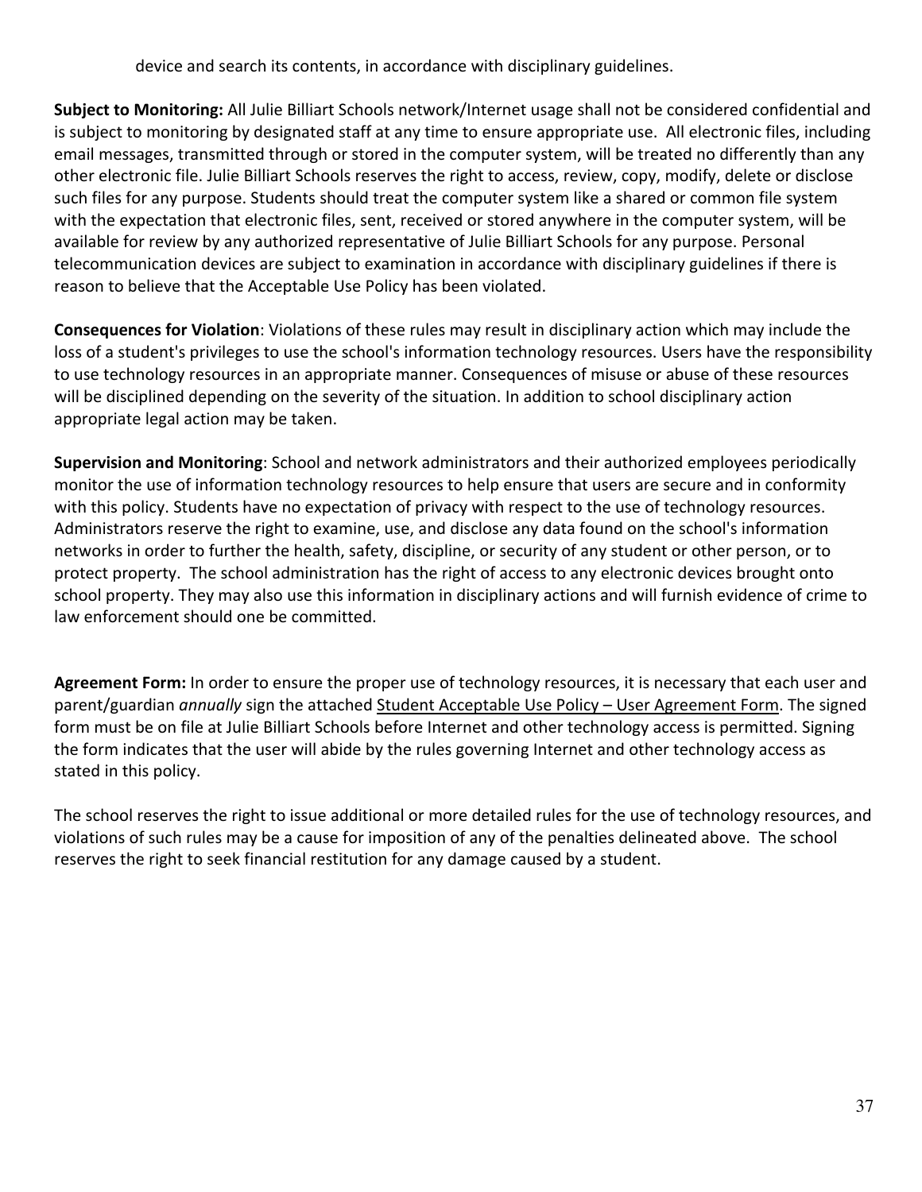device and search its contents, in accordance with disciplinary guidelines.

**Subject to Monitoring:** All Julie Billiart Schools network/Internet usage shall not be considered confidential and is subject to monitoring by designated staff at any time to ensure appropriate use. All electronic files, including email messages, transmitted through or stored in the computer system, will be treated no differently than any other electronic file. Julie Billiart Schools reserves the right to access, review, copy, modify, delete or disclose such files for any purpose. Students should treat the computer system like a shared or common file system with the expectation that electronic files, sent, received or stored anywhere in the computer system, will be available for review by any authorized representative of Julie Billiart Schools for any purpose. Personal telecommunication devices are subject to examination in accordance with disciplinary guidelines if there is reason to believe that the Acceptable Use Policy has been violated.

**Consequences for Violation**: Violations of these rules may result in disciplinary action which may include the loss of a student's privileges to use the school's information technology resources. Users have the responsibility to use technology resources in an appropriate manner. Consequences of misuse or abuse of these resources will be disciplined depending on the severity of the situation. In addition to school disciplinary action appropriate legal action may be taken.

**Supervision and Monitoring**: School and network administrators and their authorized employees periodically monitor the use of information technology resources to help ensure that users are secure and in conformity with this policy. Students have no expectation of privacy with respect to the use of technology resources. Administrators reserve the right to examine, use, and disclose any data found on the school's information networks in order to further the health, safety, discipline, or security of any student or other person, or to protect property. The school administration has the right of access to any electronic devices brought onto school property. They may also use this information in disciplinary actions and will furnish evidence of crime to law enforcement should one be committed.

**Agreement Form:** In order to ensure the proper use of technology resources, it is necessary that each user and parent/guardian *annually* sign the attached Student Acceptable Use Policy – User Agreement Form. The signed form must be on file at Julie Billiart Schools before Internet and other technology access is permitted. Signing the form indicates that the user will abide by the rules governing Internet and other technology access as stated in this policy.

The school reserves the right to issue additional or more detailed rules for the use of technology resources, and violations of such rules may be a cause for imposition of any of the penalties delineated above. The school reserves the right to seek financial restitution for any damage caused by a student.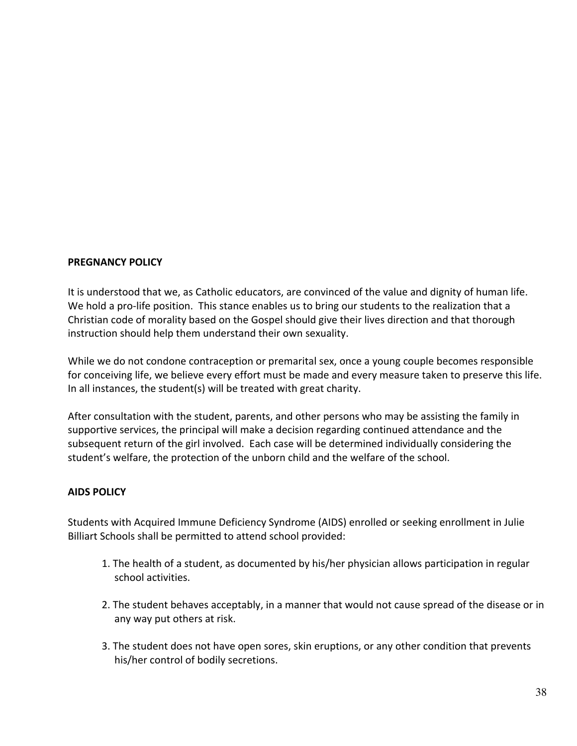**PREGNANCY POLICY**

It is understood that we, as Catholic educators, are convinced of the value and dignity of human life. We hold a pro-life position. This stance enables us to bring our students to the realization that a Christian code of morality based on the Gospel should give their lives direction and that thorough instruction should help them understand their own sexuality.

While we do not condone contraception or premarital sex, once a young couple becomes responsible for conceiving life, we believe every effort must be made and every measure taken to preserve this life. In all instances, the student(s) will be treated with great charity.

After consultation with the student, parents, and other persons who may be assisting the family in supportive services, the principal will make a decision regarding continued attendance and the subsequent return of the girl involved. Each case will be determined individually considering the student's welfare, the protection of the unborn child and the welfare of the school.

**AIDS POLICY**

Students with Acquired Immune Deficiency Syndrome (AIDS) enrolled or seeking enrollment in Julie Billiart Schools shall be permitted to attend school provided:

1. The health of a student, as documented by his/her physician allows participation in regular school activities.

2. The student behaves acceptably, in a manner that would not cause spread of the disease or in any way put others at risk.

3. The student does not have open sores, skin eruptions, or any other condition that prevents his/her control of bodily secretions.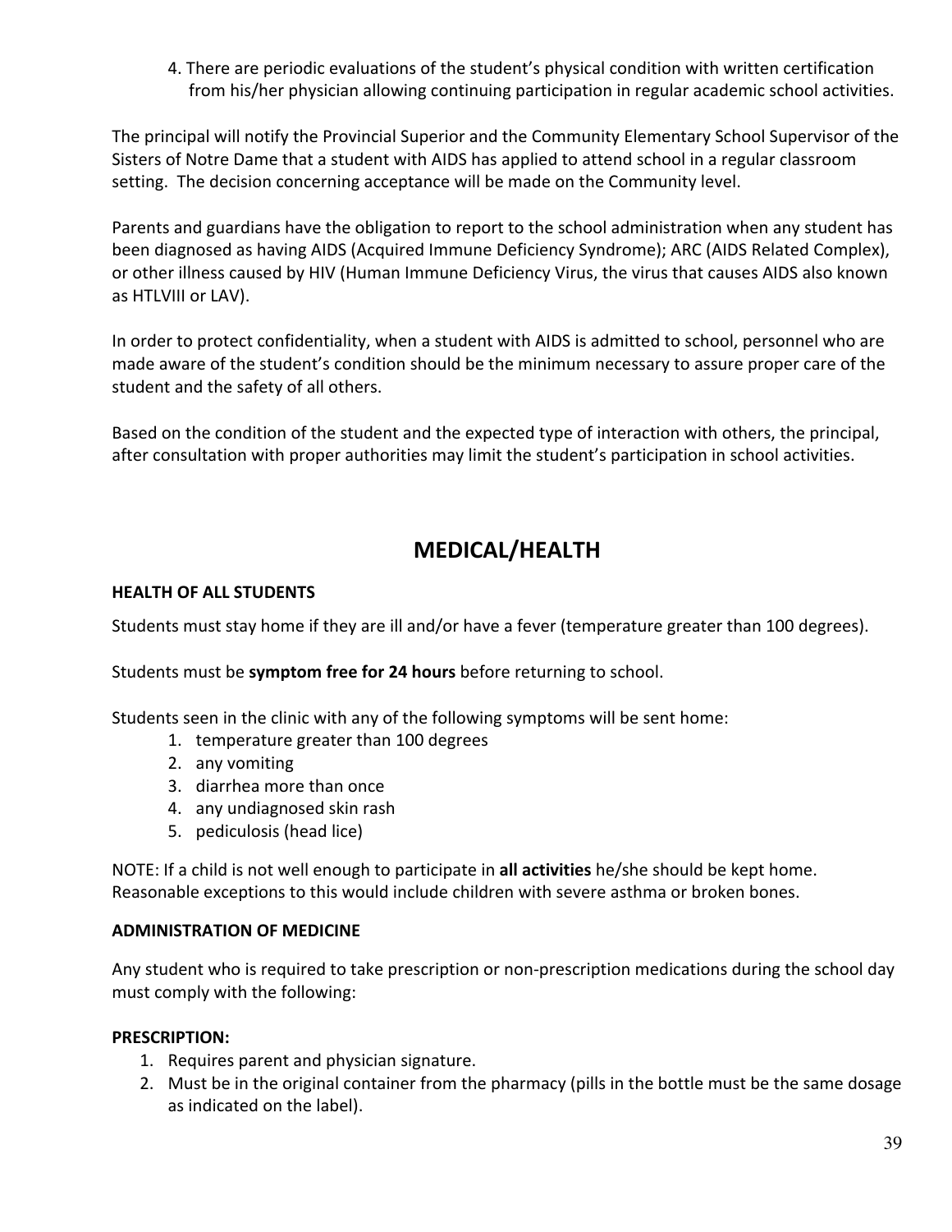4. There are periodic evaluations of the student's physical condition with written certification from his/her physician allowing continuing participation in regular academic school activities.

The principal will notify the Provincial Superior and the Community Elementary School Supervisor of the Sisters of Notre Dame that a student with AIDS has applied to attend school in a regular classroom setting. The decision concerning acceptance will be made on the Community level.

Parents and guardians have the obligation to report to the school administration when any student has been diagnosed as having AIDS (Acquired Immune Deficiency Syndrome); ARC (AIDS Related Complex), or other illness caused by HIV (Human Immune Deficiency Virus, the virus that causes AIDS also known as HTLVIII or LAV).

In order to protect confidentiality, when a student with AIDS is admitted to school, personnel who are made aware of the student's condition should be the minimum necessary to assure proper care of the student and the safety of all others.

Based on the condition of the student and the expected type of interaction with others, the principal, after consultation with proper authorities may limit the student's participation in school activities.

# MEDICAL/HEALTH

**HEALTH OF ALL STUDENTS**

Students must stay home if they are ill and/or have a fever (temperature greater than 100 degrees).

Students must be **symptom free for 24 hours** before returning to school.

Students seen in the clinic with any of the following symptoms will be sent home:

1. temperature greater than 100 degrees
2. any vomiting
3. diarrhea more than once
4. any undiagnosed skin rash
5. pediculosis (head lice)

NOTE: If a child is not well enough to participate in **all activities** he/she should be kept home. Reasonable exceptions to this would include children with severe asthma or broken bones.

**ADMINISTRATION OF MEDICINE**

Any student who is required to take prescription or non-prescription medications during the school day must comply with the following:

**PRESCRIPTION:**

1. Requires parent and physician signature.
2. Must be in the original container from the pharmacy (pills in the bottle must be the same dosage as indicated on the label).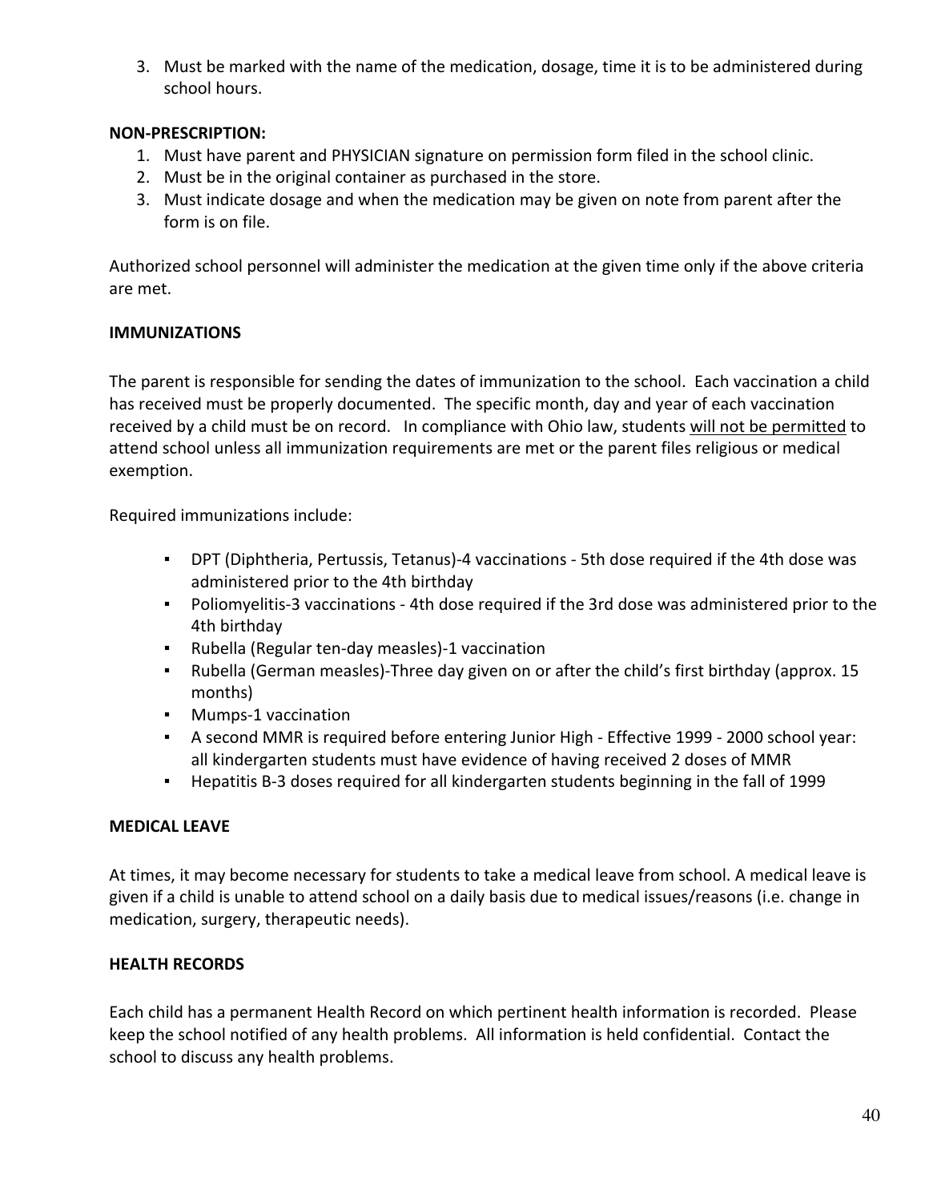3. Must be marked with the name of the medication, dosage, time it is to be administered during school hours.

**NON-PRESCRIPTION:**

1. Must have parent and PHYSICIAN signature on permission form filed in the school clinic.
2. Must be in the original container as purchased in the store.
3. Must indicate dosage and when the medication may be given on note from parent after the form is on file.

Authorized school personnel will administer the medication at the given time only if the above criteria are met.

**IMMUNIZATIONS**

The parent is responsible for sending the dates of immunization to the school. Each vaccination a child has received must be properly documented. The specific month, day and year of each vaccination received by a child must be on record. In compliance with Ohio law, students <u>will not be permitted</u> to attend school unless all immunization requirements are met or the parent files religious or medical exemption.

Required immunizations include:

- DPT (Diphtheria, Pertussis, Tetanus)-4 vaccinations - 5th dose required if the 4th dose was administered prior to the 4th birthday
- Poliomyelitis-3 vaccinations - 4th dose required if the 3rd dose was administered prior to the 4th birthday
- Rubella (Regular ten-day measles)-1 vaccination
- Rubella (German measles)-Three day given on or after the child's first birthday (approx. 15 months)
- Mumps-1 vaccination
- A second MMR is required before entering Junior High - Effective 1999 - 2000 school year: all kindergarten students must have evidence of having received 2 doses of MMR
- Hepatitis B-3 doses required for all kindergarten students beginning in the fall of 1999

**MEDICAL LEAVE**

At times, it may become necessary for students to take a medical leave from school. A medical leave is given if a child is unable to attend school on a daily basis due to medical issues/reasons (i.e. change in medication, surgery, therapeutic needs).

**HEALTH RECORDS**

Each child has a permanent Health Record on which pertinent health information is recorded. Please keep the school notified of any health problems. All information is held confidential. Contact the school to discuss any health problems.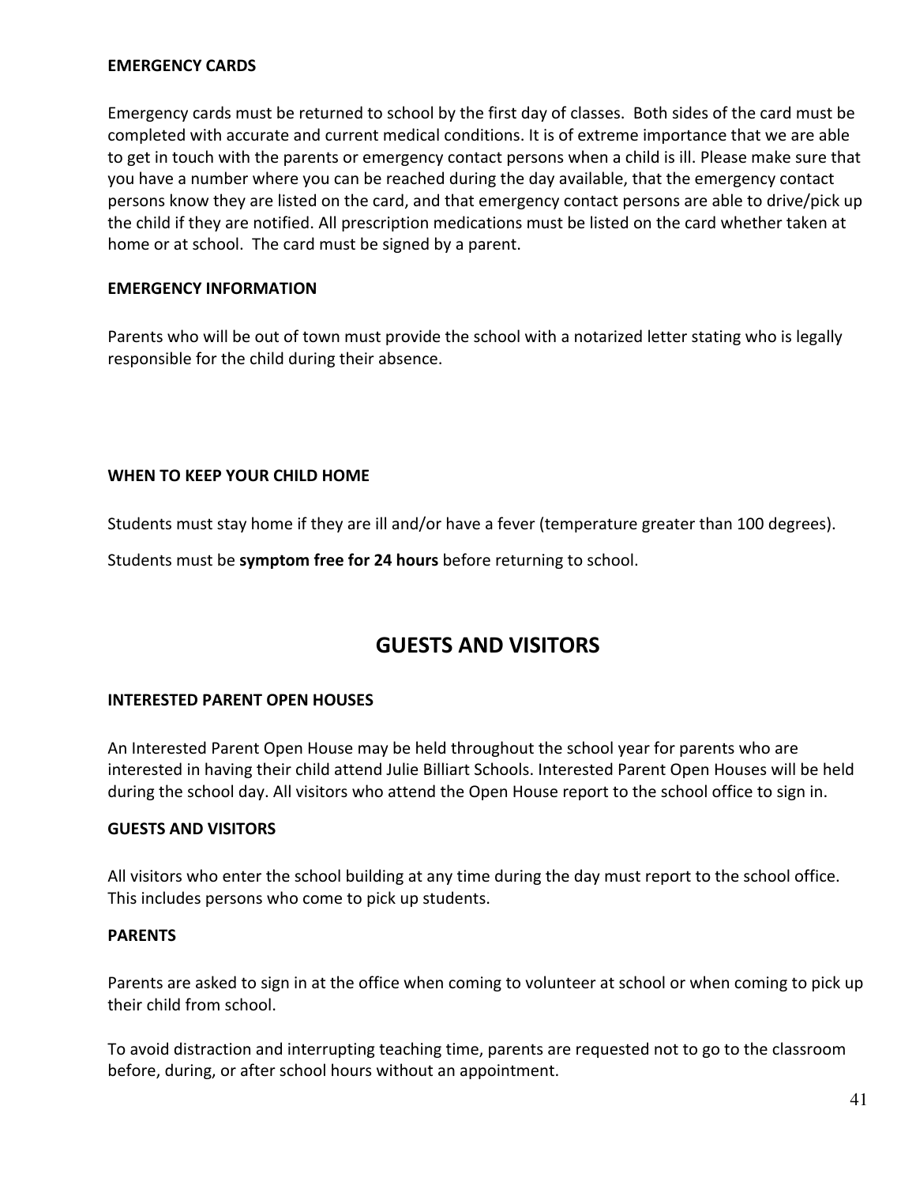### EMERGENCY CARDS

Emergency cards must be returned to school by the first day of classes. Both sides of the card must be completed with accurate and current medical conditions. It is of extreme importance that we are able to get in touch with the parents or emergency contact persons when a child is ill. Please make sure that you have a number where you can be reached during the day available, that the emergency contact persons know they are listed on the card, and that emergency contact persons are able to drive/pick up the child if they are notified. All prescription medications must be listed on the card whether taken at home or at school. The card must be signed by a parent.

### EMERGENCY INFORMATION

Parents who will be out of town must provide the school with a notarized letter stating who is legally responsible for the child during their absence.

### WHEN TO KEEP YOUR CHILD HOME

Students must stay home if they are ill and/or have a fever (temperature greater than 100 degrees).

Students must be **symptom free for 24 hours** before returning to school.

## GUESTS AND VISITORS

### INTERESTED PARENT OPEN HOUSES

An Interested Parent Open House may be held throughout the school year for parents who are interested in having their child attend Julie Billiart Schools. Interested Parent Open Houses will be held during the school day. All visitors who attend the Open House report to the school office to sign in.

### GUESTS AND VISITORS

All visitors who enter the school building at any time during the day must report to the school office. This includes persons who come to pick up students.

### PARENTS

Parents are asked to sign in at the office when coming to volunteer at school or when coming to pick up their child from school.

To avoid distraction and interrupting teaching time, parents are requested not to go to the classroom before, during, or after school hours without an appointment.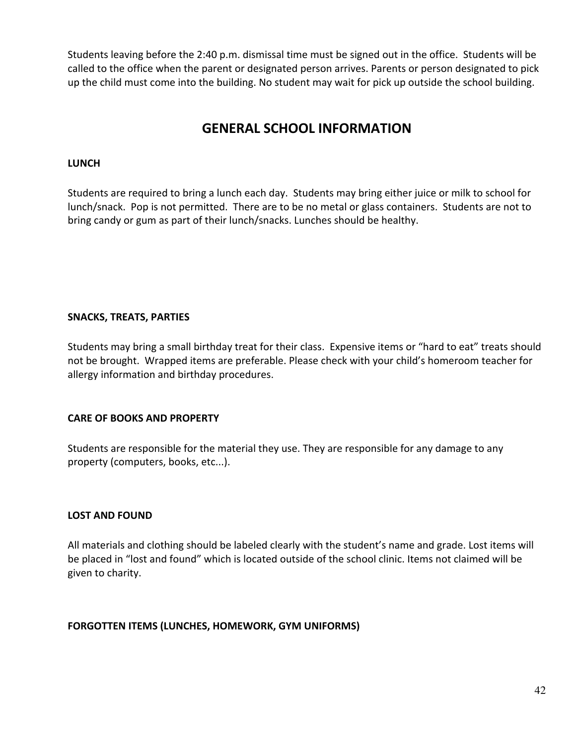Students leaving before the 2:40 p.m. dismissal time must be signed out in the office. Students will be called to the office when the parent or designated person arrives. Parents or person designated to pick up the child must come into the building. No student may wait for pick up outside the school building.

# GENERAL SCHOOL INFORMATION

**LUNCH**

Students are required to bring a lunch each day. Students may bring either juice or milk to school for lunch/snack. Pop is not permitted. There are to be no metal or glass containers. Students are not to bring candy or gum as part of their lunch/snacks. Lunches should be healthy.

**SNACKS, TREATS, PARTIES**

Students may bring a small birthday treat for their class. Expensive items or "hard to eat" treats should not be brought. Wrapped items are preferable. Please check with your child's homeroom teacher for allergy information and birthday procedures.

**CARE OF BOOKS AND PROPERTY**

Students are responsible for the material they use. They are responsible for any damage to any property (computers, books, etc...).

**LOST AND FOUND**

All materials and clothing should be labeled clearly with the student's name and grade. Lost items will be placed in "lost and found" which is located outside of the school clinic. Items not claimed will be given to charity.

**FORGOTTEN ITEMS (LUNCHES, HOMEWORK, GYM UNIFORMS)**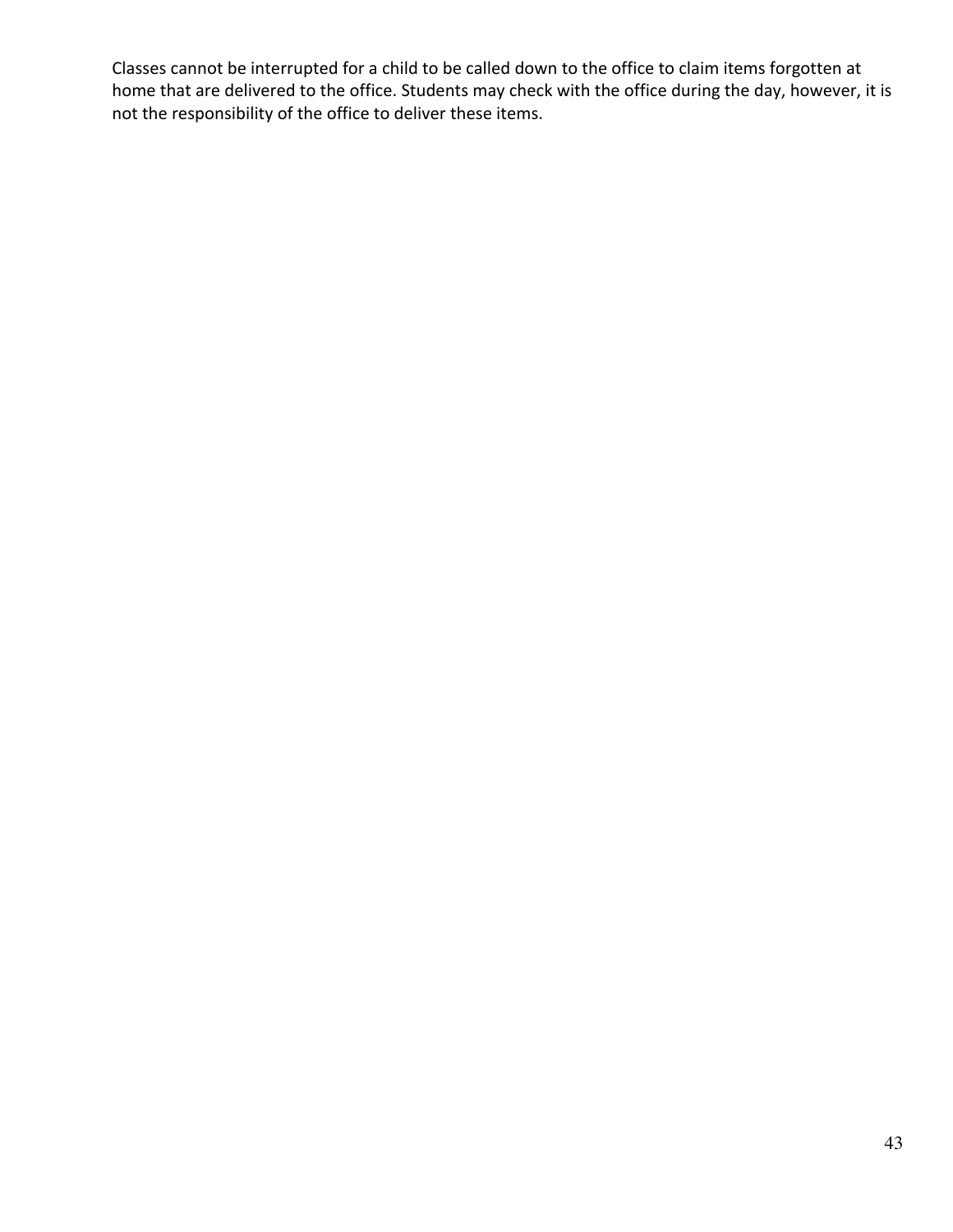Classes cannot be interrupted for a child to be called down to the office to claim items forgotten at home that are delivered to the office. Students may check with the office during the day, however, it is not the responsibility of the office to deliver these items.